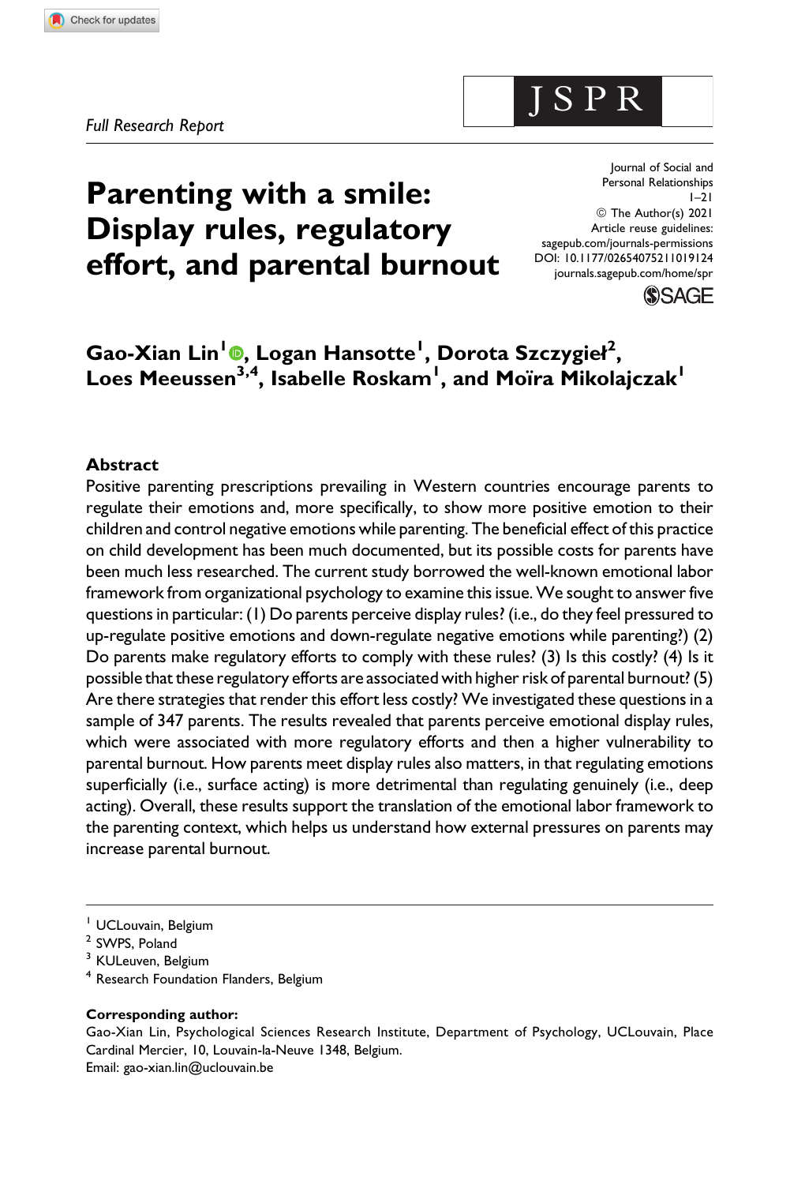*Full Research Report*

# Parenting with a smile: Display rules, regulatory effort, and parental burnout

Journal of Social and Personal Relationships
1–21
© The Author(s) 2021
Article reuse guidelines:
sagepub.com/journals-permissions
DOI: 10.1177/02654075211019124
journals.sagepub.com/home/spr

**Gao-Xian Lin[1], Logan Hansotte[1], Dorota Szczygieł[2], Loes Meeussen[3,4], Isabelle Roskam[1], and Moïra Mikolajczak[1]**

## Abstract

Positive parenting prescriptions prevailing in Western countries encourage parents to regulate their emotions and, more specifically, to show more positive emotion to their children and control negative emotions while parenting. The beneficial effect of this practice on child development has been much documented, but its possible costs for parents have been much less researched. The current study borrowed the well-known emotional labor framework from organizational psychology to examine this issue. We sought to answer five questions in particular: (1) Do parents perceive display rules? (i.e., do they feel pressured to up-regulate positive emotions and down-regulate negative emotions while parenting?) (2) Do parents make regulatory efforts to comply with these rules? (3) Is this costly? (4) Is it possible that these regulatory efforts are associated with higher risk of parental burnout? (5) Are there strategies that render this effort less costly? We investigated these questions in a sample of 347 parents. The results revealed that parents perceive emotional display rules, which were associated with more regulatory efforts and then a higher vulnerability to parental burnout. How parents meet display rules also matters, in that regulating emotions superficially (i.e., surface acting) is more detrimental than regulating genuinely (i.e., deep acting). Overall, these results support the translation of the emotional labor framework to the parenting context, which helps us understand how external pressures on parents may increase parental burnout.

---

[1] UCLouvain, Belgium
[2] SWPS, Poland
[3] KULeuven, Belgium
[4] Research Foundation Flanders, Belgium

**Corresponding author:**
Gao-Xian Lin, Psychological Sciences Research Institute, Department of Psychology, UCLouvain, Place Cardinal Mercier, 10, Louvain-la-Neuve 1348, Belgium.
Email: gao-xian.lin@uclouvain.be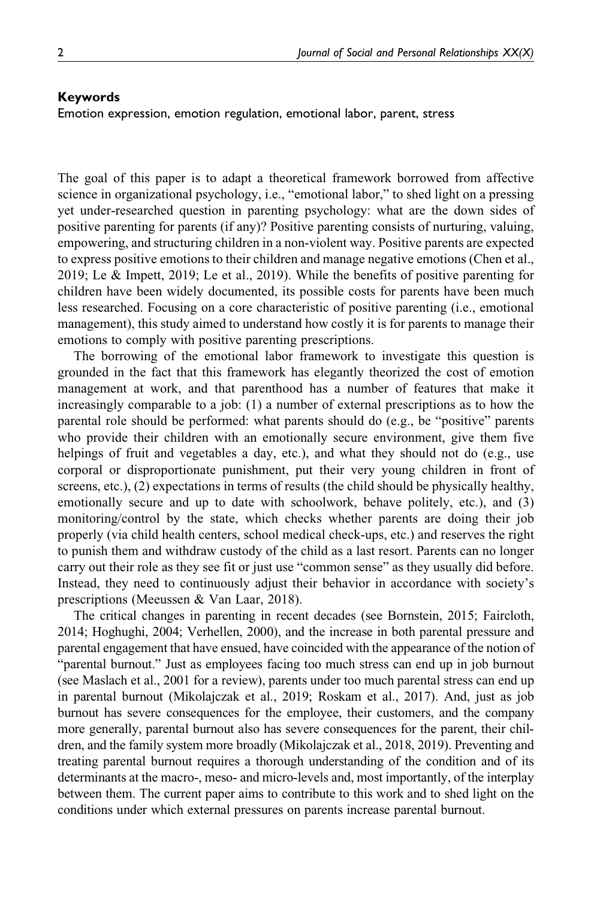## Keywords

Emotion expression, emotion regulation, emotional labor, parent, stress

The goal of this paper is to adapt a theoretical framework borrowed from affective science in organizational psychology, i.e., "emotional labor," to shed light on a pressing yet under-researched question in parenting psychology: what are the down sides of positive parenting for parents (if any)? Positive parenting consists of nurturing, valuing, empowering, and structuring children in a non-violent way. Positive parents are expected to express positive emotions to their children and manage negative emotions (Chen et al., 2019; Le & Impett, 2019; Le et al., 2019). While the benefits of positive parenting for children have been widely documented, its possible costs for parents have been much less researched. Focusing on a core characteristic of positive parenting (i.e., emotional management), this study aimed to understand how costly it is for parents to manage their emotions to comply with positive parenting prescriptions.

The borrowing of the emotional labor framework to investigate this question is grounded in the fact that this framework has elegantly theorized the cost of emotion management at work, and that parenthood has a number of features that make it increasingly comparable to a job: (1) a number of external prescriptions as to how the parental role should be performed: what parents should do (e.g., be "positive" parents who provide their children with an emotionally secure environment, give them five helpings of fruit and vegetables a day, etc.), and what they should not do (e.g., use corporal or disproportionate punishment, put their very young children in front of screens, etc.), (2) expectations in terms of results (the child should be physically healthy, emotionally secure and up to date with schoolwork, behave politely, etc.), and (3) monitoring/control by the state, which checks whether parents are doing their job properly (via child health centers, school medical check-ups, etc.) and reserves the right to punish them and withdraw custody of the child as a last resort. Parents can no longer carry out their role as they see fit or just use "common sense" as they usually did before. Instead, they need to continuously adjust their behavior in accordance with society's prescriptions (Meeussen & Van Laar, 2018).

The critical changes in parenting in recent decades (see Bornstein, 2015; Faircloth, 2014; Hoghughi, 2004; Verhellen, 2000), and the increase in both parental pressure and parental engagement that have ensued, have coincided with the appearance of the notion of "parental burnout." Just as employees facing too much stress can end up in job burnout (see Maslach et al., 2001 for a review), parents under too much parental stress can end up in parental burnout (Mikolajczak et al., 2019; Roskam et al., 2017). And, just as job burnout has severe consequences for the employee, their customers, and the company more generally, parental burnout also has severe consequences for the parent, their children, and the family system more broadly (Mikolajczak et al., 2018, 2019). Preventing and treating parental burnout requires a thorough understanding of the condition and of its determinants at the macro-, meso- and micro-levels and, most importantly, of the interplay between them. The current paper aims to contribute to this work and to shed light on the conditions under which external pressures on parents increase parental burnout.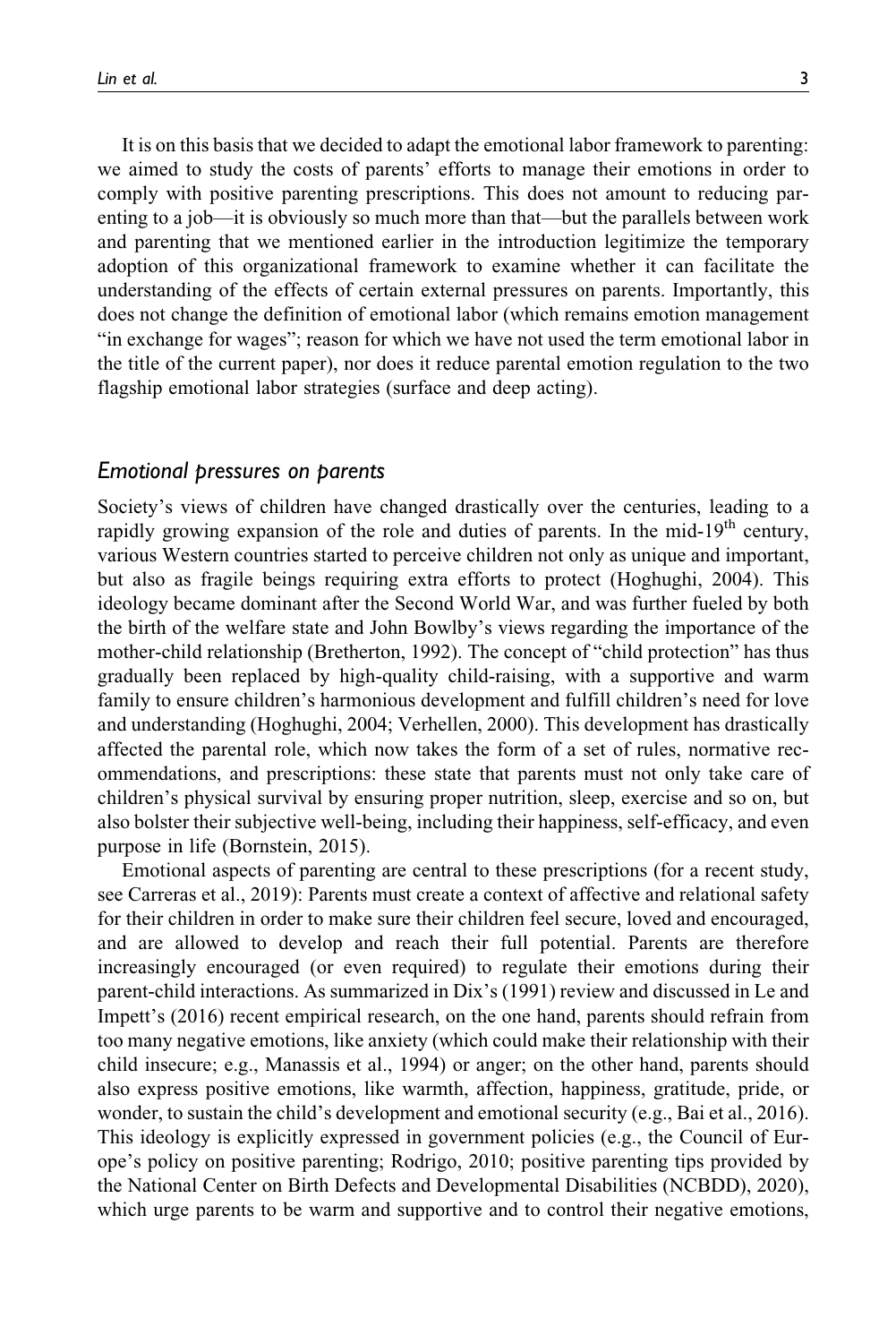It is on this basis that we decided to adapt the emotional labor framework to parenting: we aimed to study the costs of parents' efforts to manage their emotions in order to comply with positive parenting prescriptions. This does not amount to reducing parenting to a job—it is obviously so much more than that—but the parallels between work and parenting that we mentioned earlier in the introduction legitimize the temporary adoption of this organizational framework to examine whether it can facilitate the understanding of the effects of certain external pressures on parents. Importantly, this does not change the definition of emotional labor (which remains emotion management "in exchange for wages"; reason for which we have not used the term emotional labor in the title of the current paper), nor does it reduce parental emotion regulation to the two flagship emotional labor strategies (surface and deep acting).

### *Emotional pressures on parents*

Society's views of children have changed drastically over the centuries, leading to a rapidly growing expansion of the role and duties of parents. In the mid-19th century, various Western countries started to perceive children not only as unique and important, but also as fragile beings requiring extra efforts to protect (Hoghughi, 2004). This ideology became dominant after the Second World War, and was further fueled by both the birth of the welfare state and John Bowlby's views regarding the importance of the mother-child relationship (Bretherton, 1992). The concept of "child protection" has thus gradually been replaced by high-quality child-raising, with a supportive and warm family to ensure children's harmonious development and fulfill children's need for love and understanding (Hoghughi, 2004; Verhellen, 2000). This development has drastically affected the parental role, which now takes the form of a set of rules, normative recommendations, and prescriptions: these state that parents must not only take care of children's physical survival by ensuring proper nutrition, sleep, exercise and so on, but also bolster their subjective well-being, including their happiness, self-efficacy, and even purpose in life (Bornstein, 2015).

Emotional aspects of parenting are central to these prescriptions (for a recent study, see Carreras et al., 2019): Parents must create a context of affective and relational safety for their children in order to make sure their children feel secure, loved and encouraged, and are allowed to develop and reach their full potential. Parents are therefore increasingly encouraged (or even required) to regulate their emotions during their parent-child interactions. As summarized in Dix's (1991) review and discussed in Le and Impett's (2016) recent empirical research, on the one hand, parents should refrain from too many negative emotions, like anxiety (which could make their relationship with their child insecure; e.g., Manassis et al., 1994) or anger; on the other hand, parents should also express positive emotions, like warmth, affection, happiness, gratitude, pride, or wonder, to sustain the child's development and emotional security (e.g., Bai et al., 2016). This ideology is explicitly expressed in government policies (e.g., the Council of Europe's policy on positive parenting; Rodrigo, 2010; positive parenting tips provided by the National Center on Birth Defects and Developmental Disabilities (NCBDD), 2020), which urge parents to be warm and supportive and to control their negative emotions,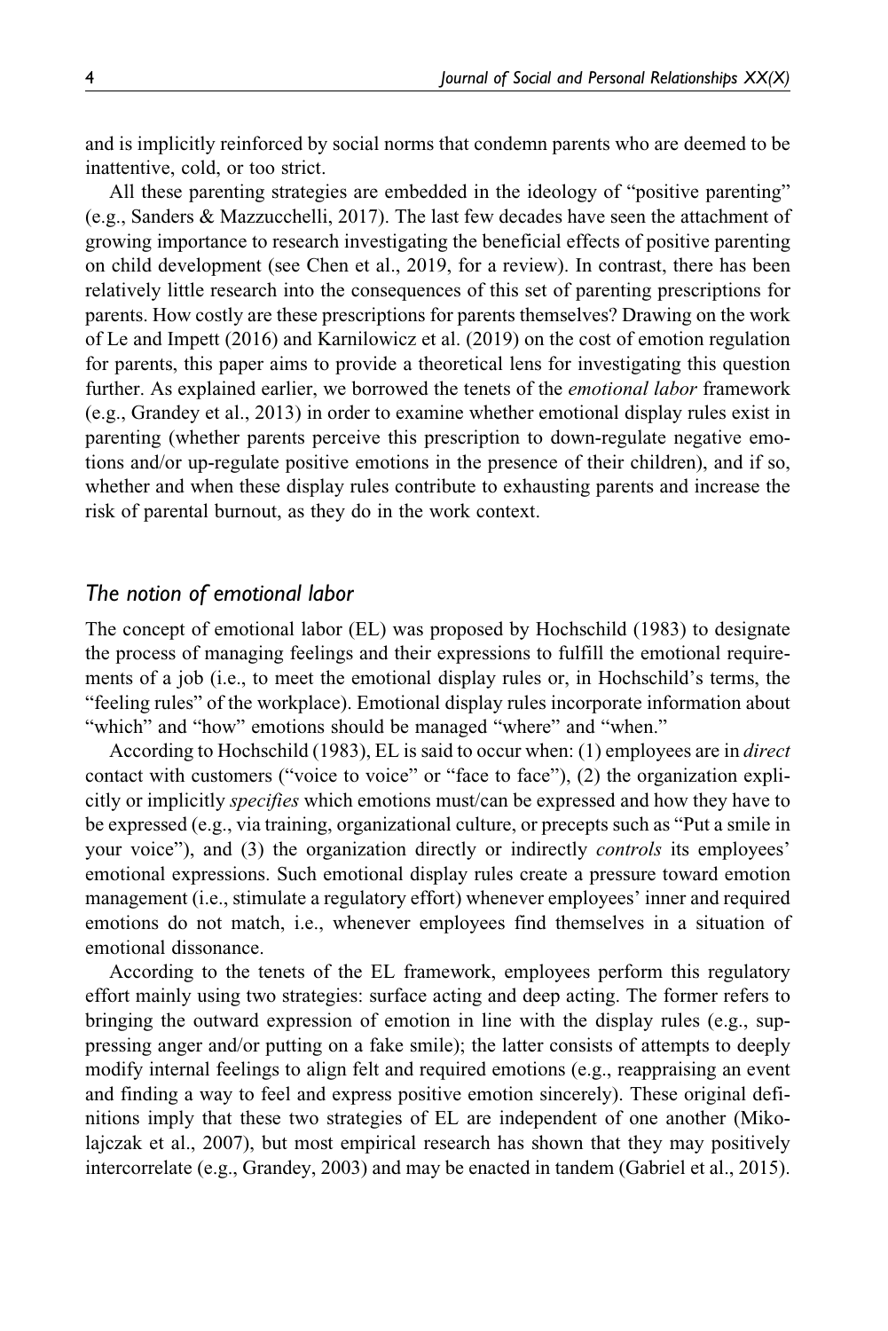and is implicitly reinforced by social norms that condemn parents who are deemed to be inattentive, cold, or too strict.

All these parenting strategies are embedded in the ideology of "positive parenting" (e.g., Sanders & Mazzucchelli, 2017). The last few decades have seen the attachment of growing importance to research investigating the beneficial effects of positive parenting on child development (see Chen et al., 2019, for a review). In contrast, there has been relatively little research into the consequences of this set of parenting prescriptions for parents. How costly are these prescriptions for parents themselves? Drawing on the work of Le and Impett (2016) and Karnilowicz et al. (2019) on the cost of emotion regulation for parents, this paper aims to provide a theoretical lens for investigating this question further. As explained earlier, we borrowed the tenets of the *emotional labor* framework (e.g., Grandey et al., 2013) in order to examine whether emotional display rules exist in parenting (whether parents perceive this prescription to down-regulate negative emotions and/or up-regulate positive emotions in the presence of their children), and if so, whether and when these display rules contribute to exhausting parents and increase the risk of parental burnout, as they do in the work context.

## *The notion of emotional labor*

The concept of emotional labor (EL) was proposed by Hochschild (1983) to designate the process of managing feelings and their expressions to fulfill the emotional requirements of a job (i.e., to meet the emotional display rules or, in Hochschild's terms, the "feeling rules" of the workplace). Emotional display rules incorporate information about "which" and "how" emotions should be managed "where" and "when."

According to Hochschild (1983), EL is said to occur when: (1) employees are in *direct* contact with customers ("voice to voice" or "face to face"), (2) the organization explicitly or implicitly *specifies* which emotions must/can be expressed and how they have to be expressed (e.g., via training, organizational culture, or precepts such as "Put a smile in your voice"), and (3) the organization directly or indirectly *controls* its employees' emotional expressions. Such emotional display rules create a pressure toward emotion management (i.e., stimulate a regulatory effort) whenever employees' inner and required emotions do not match, i.e., whenever employees find themselves in a situation of emotional dissonance.

According to the tenets of the EL framework, employees perform this regulatory effort mainly using two strategies: surface acting and deep acting. The former refers to bringing the outward expression of emotion in line with the display rules (e.g., suppressing anger and/or putting on a fake smile); the latter consists of attempts to deeply modify internal feelings to align felt and required emotions (e.g., reappraising an event and finding a way to feel and express positive emotion sincerely). These original definitions imply that these two strategies of EL are independent of one another (Mikolajczak et al., 2007), but most empirical research has shown that they may positively intercorrelate (e.g., Grandey, 2003) and may be enacted in tandem (Gabriel et al., 2015).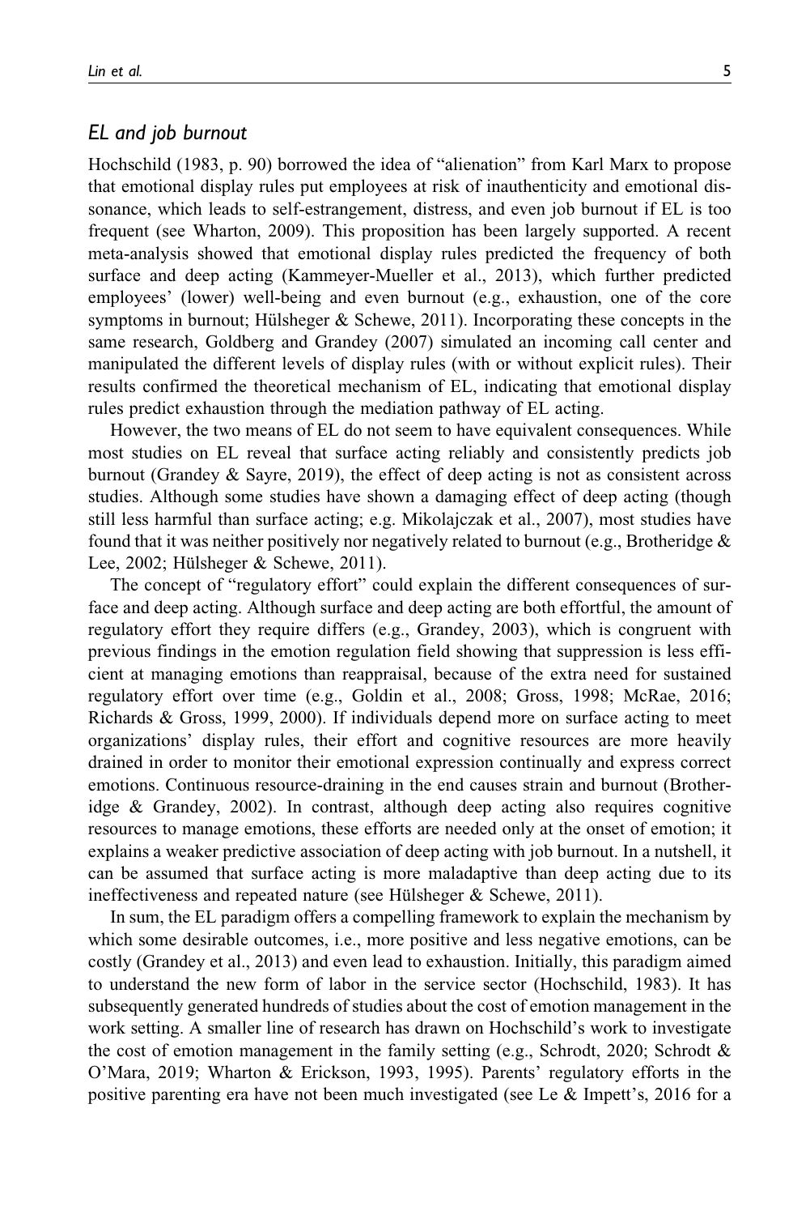### *EL and job burnout*

Hochschild (1983, p. 90) borrowed the idea of "alienation" from Karl Marx to propose that emotional display rules put employees at risk of inauthenticity and emotional dissonance, which leads to self-estrangement, distress, and even job burnout if EL is too frequent (see Wharton, 2009). This proposition has been largely supported. A recent meta-analysis showed that emotional display rules predicted the frequency of both surface and deep acting (Kammeyer-Mueller et al., 2013), which further predicted employees' (lower) well-being and even burnout (e.g., exhaustion, one of the core symptoms in burnout; Hülsheger & Schewe, 2011). Incorporating these concepts in the same research, Goldberg and Grandey (2007) simulated an incoming call center and manipulated the different levels of display rules (with or without explicit rules). Their results confirmed the theoretical mechanism of EL, indicating that emotional display rules predict exhaustion through the mediation pathway of EL acting.

However, the two means of EL do not seem to have equivalent consequences. While most studies on EL reveal that surface acting reliably and consistently predicts job burnout (Grandey & Sayre, 2019), the effect of deep acting is not as consistent across studies. Although some studies have shown a damaging effect of deep acting (though still less harmful than surface acting; e.g. Mikolajczak et al., 2007), most studies have found that it was neither positively nor negatively related to burnout (e.g., Brotheridge & Lee, 2002; Hülsheger & Schewe, 2011).

The concept of "regulatory effort" could explain the different consequences of surface and deep acting. Although surface and deep acting are both effortful, the amount of regulatory effort they require differs (e.g., Grandey, 2003), which is congruent with previous findings in the emotion regulation field showing that suppression is less efficient at managing emotions than reappraisal, because of the extra need for sustained regulatory effort over time (e.g., Goldin et al., 2008; Gross, 1998; McRae, 2016; Richards & Gross, 1999, 2000). If individuals depend more on surface acting to meet organizations' display rules, their effort and cognitive resources are more heavily drained in order to monitor their emotional expression continually and express correct emotions. Continuous resource-draining in the end causes strain and burnout (Brotheridge & Grandey, 2002). In contrast, although deep acting also requires cognitive resources to manage emotions, these efforts are needed only at the onset of emotion; it explains a weaker predictive association of deep acting with job burnout. In a nutshell, it can be assumed that surface acting is more maladaptive than deep acting due to its ineffectiveness and repeated nature (see Hülsheger & Schewe, 2011).

In sum, the EL paradigm offers a compelling framework to explain the mechanism by which some desirable outcomes, i.e., more positive and less negative emotions, can be costly (Grandey et al., 2013) and even lead to exhaustion. Initially, this paradigm aimed to understand the new form of labor in the service sector (Hochschild, 1983). It has subsequently generated hundreds of studies about the cost of emotion management in the work setting. A smaller line of research has drawn on Hochschild's work to investigate the cost of emotion management in the family setting (e.g., Schrodt, 2020; Schrodt & O'Mara, 2019; Wharton & Erickson, 1993, 1995). Parents' regulatory efforts in the positive parenting era have not been much investigated (see Le & Impett's, 2016 for a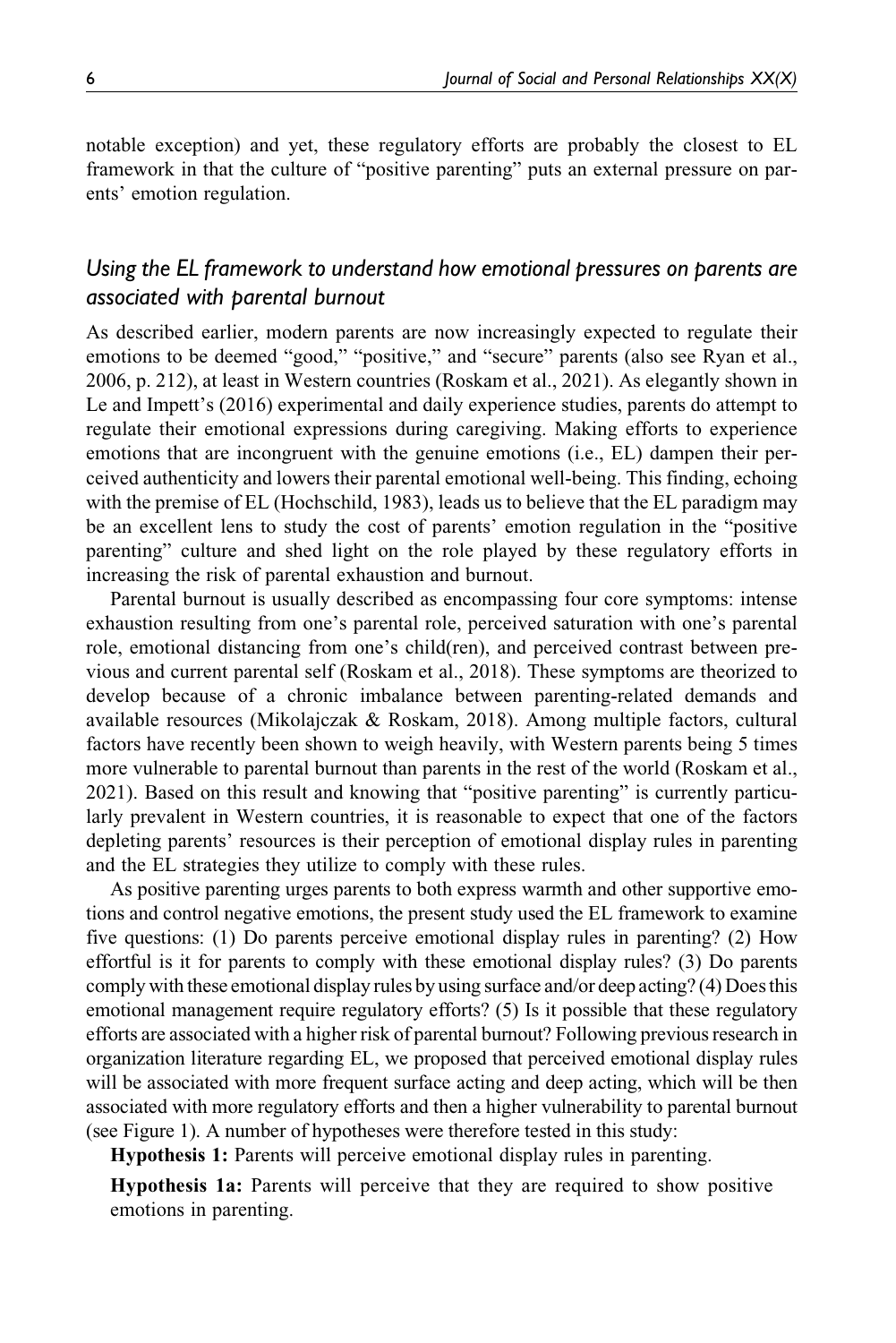notable exception) and yet, these regulatory efforts are probably the closest to EL framework in that the culture of "positive parenting" puts an external pressure on parents' emotion regulation.

### *Using the EL framework to understand how emotional pressures on parents are associated with parental burnout*

As described earlier, modern parents are now increasingly expected to regulate their emotions to be deemed "good," "positive," and "secure" parents (also see Ryan et al., 2006, p. 212), at least in Western countries (Roskam et al., 2021). As elegantly shown in Le and Impett's (2016) experimental and daily experience studies, parents do attempt to regulate their emotional expressions during caregiving. Making efforts to experience emotions that are incongruent with the genuine emotions (i.e., EL) dampen their perceived authenticity and lowers their parental emotional well-being. This finding, echoing with the premise of EL (Hochschild, 1983), leads us to believe that the EL paradigm may be an excellent lens to study the cost of parents' emotion regulation in the "positive parenting" culture and shed light on the role played by these regulatory efforts in increasing the risk of parental exhaustion and burnout.

Parental burnout is usually described as encompassing four core symptoms: intense exhaustion resulting from one's parental role, perceived saturation with one's parental role, emotional distancing from one's child(ren), and perceived contrast between previous and current parental self (Roskam et al., 2018). These symptoms are theorized to develop because of a chronic imbalance between parenting-related demands and available resources (Mikolajczak & Roskam, 2018). Among multiple factors, cultural factors have recently been shown to weigh heavily, with Western parents being 5 times more vulnerable to parental burnout than parents in the rest of the world (Roskam et al., 2021). Based on this result and knowing that "positive parenting" is currently particularly prevalent in Western countries, it is reasonable to expect that one of the factors depleting parents' resources is their perception of emotional display rules in parenting and the EL strategies they utilize to comply with these rules.

As positive parenting urges parents to both express warmth and other supportive emotions and control negative emotions, the present study used the EL framework to examine five questions: (1) Do parents perceive emotional display rules in parenting? (2) How effortful is it for parents to comply with these emotional display rules? (3) Do parents comply with these emotional display rules by using surface and/or deep acting? (4) Does this emotional management require regulatory efforts? (5) Is it possible that these regulatory efforts are associated with a higher risk of parental burnout? Following previous research in organization literature regarding EL, we proposed that perceived emotional display rules will be associated with more frequent surface acting and deep acting, which will be then associated with more regulatory efforts and then a higher vulnerability to parental burnout (see Figure 1). A number of hypotheses were therefore tested in this study:

**Hypothesis 1:** Parents will perceive emotional display rules in parenting.

**Hypothesis 1a:** Parents will perceive that they are required to show positive emotions in parenting.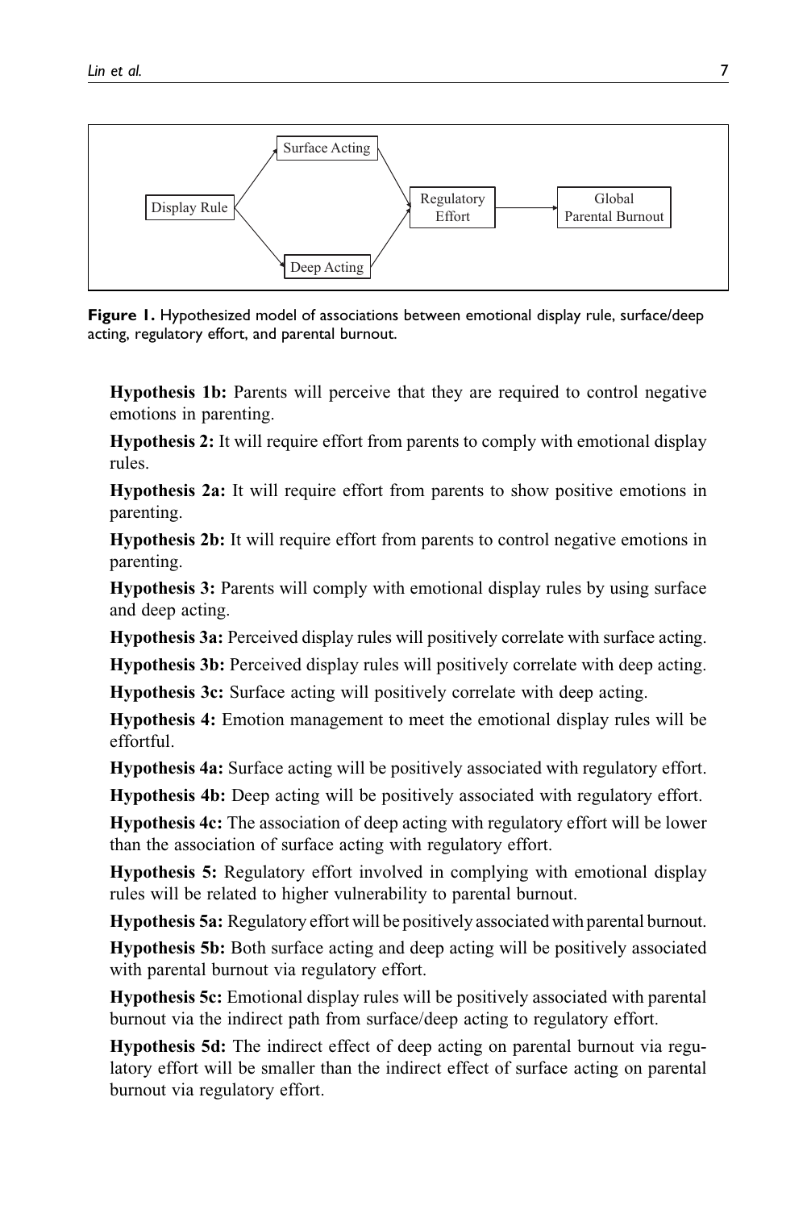**Figure 1.** Hypothesized model of associations between emotional display rule, surface/deep acting, regulatory effort, and parental burnout.

**Hypothesis 1b:** Parents will perceive that they are required to control negative emotions in parenting.

**Hypothesis 2:** It will require effort from parents to comply with emotional display rules.

**Hypothesis 2a:** It will require effort from parents to show positive emotions in parenting.

**Hypothesis 2b:** It will require effort from parents to control negative emotions in parenting.

**Hypothesis 3:** Parents will comply with emotional display rules by using surface and deep acting.

**Hypothesis 3a:** Perceived display rules will positively correlate with surface acting.

**Hypothesis 3b:** Perceived display rules will positively correlate with deep acting.

**Hypothesis 3c:** Surface acting will positively correlate with deep acting.

**Hypothesis 4:** Emotion management to meet the emotional display rules will be effortful.

**Hypothesis 4a:** Surface acting will be positively associated with regulatory effort.

**Hypothesis 4b:** Deep acting will be positively associated with regulatory effort.

**Hypothesis 4c:** The association of deep acting with regulatory effort will be lower than the association of surface acting with regulatory effort.

**Hypothesis 5:** Regulatory effort involved in complying with emotional display rules will be related to higher vulnerability to parental burnout.

**Hypothesis 5a:** Regulatory effort will be positively associated with parental burnout.

**Hypothesis 5b:** Both surface acting and deep acting will be positively associated with parental burnout via regulatory effort.

**Hypothesis 5c:** Emotional display rules will be positively associated with parental burnout via the indirect path from surface/deep acting to regulatory effort.

**Hypothesis 5d:** The indirect effect of deep acting on parental burnout via regulatory effort will be smaller than the indirect effect of surface acting on parental burnout via regulatory effort.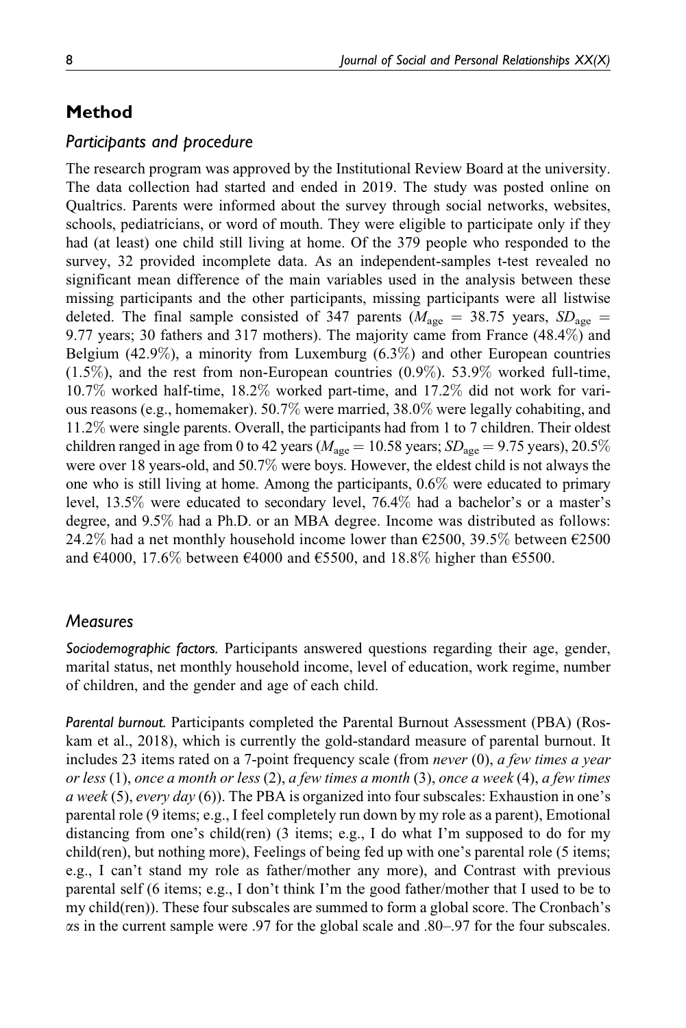## Method

### Participants and procedure

The research program was approved by the Institutional Review Board at the university. The data collection had started and ended in 2019. The study was posted online on Qualtrics. Parents were informed about the survey through social networks, websites, schools, pediatricians, or word of mouth. They were eligible to participate only if they had (at least) one child still living at home. Of the 379 people who responded to the survey, 32 provided incomplete data. As an independent-samples t-test revealed no significant mean difference of the main variables used in the analysis between these missing participants and the other participants, missing participants were all listwise deleted. The final sample consisted of 347 parents ($M_{\text{age}} = 38.75$ years, $SD_{\text{age}} = 9.77$ years; 30 fathers and 317 mothers). The majority came from France (48.4%) and Belgium (42.9%), a minority from Luxemburg (6.3%) and other European countries (1.5%), and the rest from non-European countries (0.9%). 53.9% worked full-time, 10.7% worked half-time, 18.2% worked part-time, and 17.2% did not work for various reasons (e.g., homemaker). 50.7% were married, 38.0% were legally cohabiting, and 11.2% were single parents. Overall, the participants had from 1 to 7 children. Their oldest children ranged in age from 0 to 42 years ($M_{\text{age}} = 10.58$ years; $SD_{\text{age}} = 9.75$ years), 20.5% were over 18 years-old, and 50.7% were boys. However, the eldest child is not always the one who is still living at home. Among the participants, 0.6% were educated to primary level, 13.5% were educated to secondary level, 76.4% had a bachelor's or a master's degree, and 9.5% had a Ph.D. or an MBA degree. Income was distributed as follows: 24.2% had a net monthly household income lower than €2500, 39.5% between €2500 and €4000, 17.6% between €4000 and €5500, and 18.8% higher than €5500.

### Measures

*Sociodemographic factors.* Participants answered questions regarding their age, gender, marital status, net monthly household income, level of education, work regime, number of children, and the gender and age of each child.

*Parental burnout.* Participants completed the Parental Burnout Assessment (PBA) (Roskam et al., 2018), which is currently the gold-standard measure of parental burnout. It includes 23 items rated on a 7-point frequency scale (from *never* (0), *a few times a year or less* (1), *once a month or less* (2), *a few times a month* (3), *once a week* (4), *a few times a week* (5), *every day* (6)). The PBA is organized into four subscales: Exhaustion in one's parental role (9 items; e.g., I feel completely run down by my role as a parent), Emotional distancing from one's child(ren) (3 items; e.g., I do what I'm supposed to do for my child(ren), but nothing more), Feelings of being fed up with one's parental role (5 items; e.g., I can't stand my role as father/mother any more), and Contrast with previous parental self (6 items; e.g., I don't think I'm the good father/mother that I used to be to my child(ren)). These four subscales are summed to form a global score. The Cronbach's $\alpha$s in the current sample were .97 for the global scale and .80–.97 for the four subscales.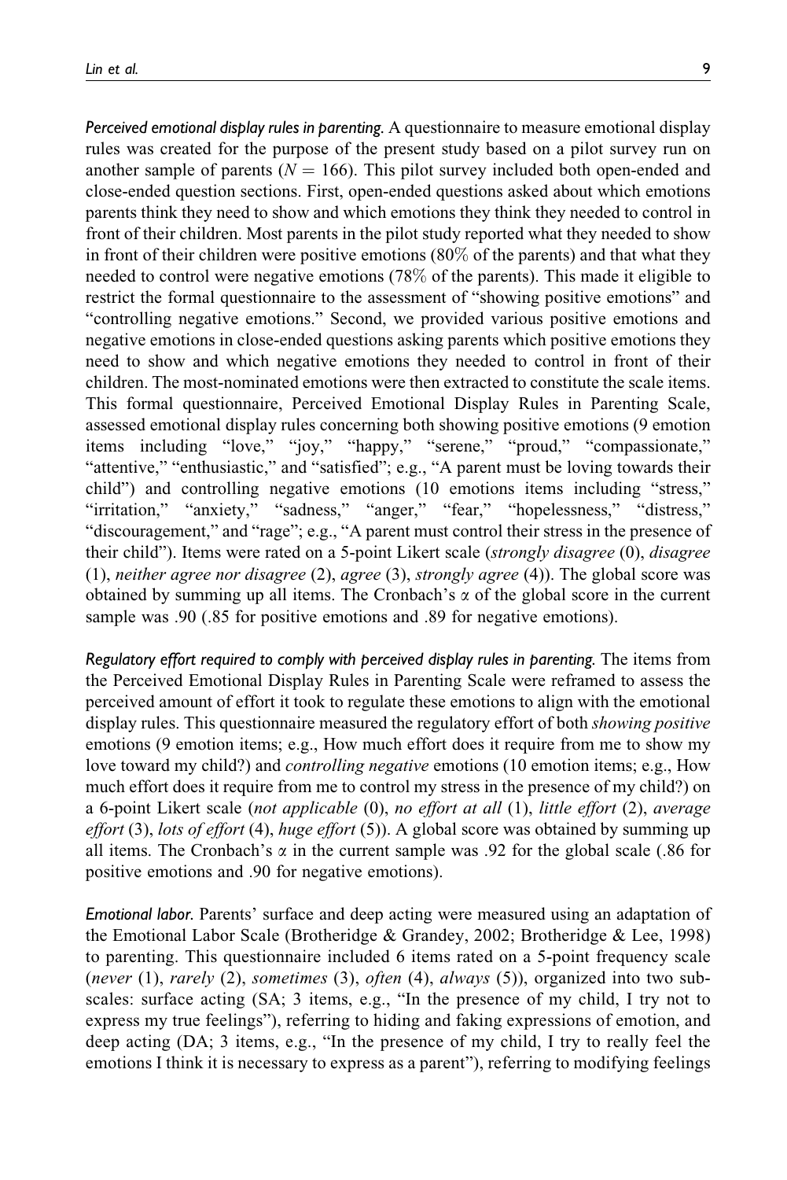*Perceived emotional display rules in parenting.* A questionnaire to measure emotional display rules was created for the purpose of the present study based on a pilot survey run on another sample of parents ($N = 166$). This pilot survey included both open-ended and close-ended question sections. First, open-ended questions asked about which emotions parents think they need to show and which emotions they think they needed to control in front of their children. Most parents in the pilot study reported what they needed to show in front of their children were positive emotions (80% of the parents) and that what they needed to control were negative emotions (78% of the parents). This made it eligible to restrict the formal questionnaire to the assessment of "showing positive emotions" and "controlling negative emotions." Second, we provided various positive emotions and negative emotions in close-ended questions asking parents which positive emotions they need to show and which negative emotions they needed to control in front of their children. The most-nominated emotions were then extracted to constitute the scale items. This formal questionnaire, Perceived Emotional Display Rules in Parenting Scale, assessed emotional display rules concerning both showing positive emotions (9 emotion items including "love," "joy," "happy," "serene," "proud," "compassionate," "attentive," "enthusiastic," and "satisfied"; e.g., "A parent must be loving towards their child") and controlling negative emotions (10 emotions items including "stress," "irritation," "anxiety," "sadness," "anger," "fear," "hopelessness," "distress," "discouragement," and "rage"; e.g., "A parent must control their stress in the presence of their child"). Items were rated on a 5-point Likert scale (*strongly disagree* (0), *disagree* (1), *neither agree nor disagree* (2), *agree* (3), *strongly agree* (4)). The global score was obtained by summing up all items. The Cronbach's $\alpha$ of the global score in the current sample was .90 (.85 for positive emotions and .89 for negative emotions).

*Regulatory effort required to comply with perceived display rules in parenting.* The items from the Perceived Emotional Display Rules in Parenting Scale were reframed to assess the perceived amount of effort it took to regulate these emotions to align with the emotional display rules. This questionnaire measured the regulatory effort of both *showing positive* emotions (9 emotion items; e.g., How much effort does it require from me to show my love toward my child?) and *controlling negative* emotions (10 emotion items; e.g., How much effort does it require from me to control my stress in the presence of my child?) on a 6-point Likert scale (*not applicable* (0), *no effort at all* (1), *little effort* (2), *average effort* (3), *lots of effort* (4), *huge effort* (5)). A global score was obtained by summing up all items. The Cronbach's $\alpha$ in the current sample was .92 for the global scale (.86 for positive emotions and .90 for negative emotions).

*Emotional labor.* Parents' surface and deep acting were measured using an adaptation of the Emotional Labor Scale (Brotheridge & Grandey, 2002; Brotheridge & Lee, 1998) to parenting. This questionnaire included 6 items rated on a 5-point frequency scale (*never* (1), *rarely* (2), *sometimes* (3), *often* (4), *always* (5)), organized into two subscales: surface acting (SA; 3 items, e.g., "In the presence of my child, I try not to express my true feelings"), referring to hiding and faking expressions of emotion, and deep acting (DA; 3 items, e.g., "In the presence of my child, I try to really feel the emotions I think it is necessary to express as a parent"), referring to modifying feelings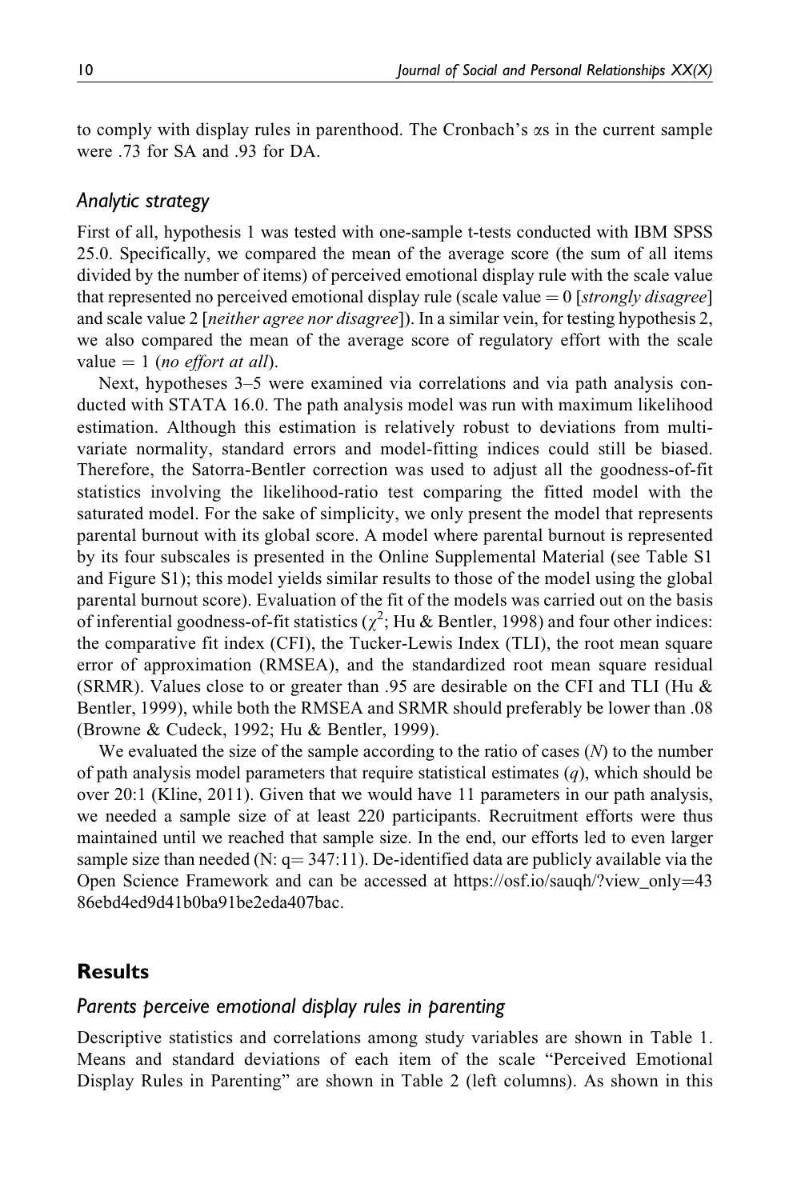to comply with display rules in parenthood. The Cronbach's αs in the current sample were .73 for SA and .93 for DA.

### Analytic strategy

First of all, hypothesis 1 was tested with one-sample t-tests conducted with IBM SPSS 25.0. Specifically, we compared the mean of the average score (the sum of all items divided by the number of items) of perceived emotional display rule with the scale value that represented no perceived emotional display rule (scale value = 0 [*strongly disagree*] and scale value 2 [*neither agree nor disagree*]). In a similar vein, for testing hypothesis 2, we also compared the mean of the average score of regulatory effort with the scale value = 1 (*no effort at all*).

Next, hypotheses 3–5 were examined via correlations and via path analysis conducted with STATA 16.0. The path analysis model was run with maximum likelihood estimation. Although this estimation is relatively robust to deviations from multivariate normality, standard errors and model-fitting indices could still be biased. Therefore, the Satorra-Bentler correction was used to adjust all the goodness-of-fit statistics involving the likelihood-ratio test comparing the fitted model with the saturated model. For the sake of simplicity, we only present the model that represents parental burnout with its global score. A model where parental burnout is represented by its four subscales is presented in the Online Supplemental Material (see Table S1 and Figure S1); this model yields similar results to those of the model using the global parental burnout score). Evaluation of the fit of the models was carried out on the basis of inferential goodness-of-fit statistics ($\chi^2$; Hu & Bentler, 1998) and four other indices: the comparative fit index (CFI), the Tucker-Lewis Index (TLI), the root mean square error of approximation (RMSEA), and the standardized root mean square residual (SRMR). Values close to or greater than .95 are desirable on the CFI and TLI (Hu & Bentler, 1999), while both the RMSEA and SRMR should preferably be lower than .08 (Browne & Cudeck, 1992; Hu & Bentler, 1999).

We evaluated the size of the sample according to the ratio of cases ($N$) to the number of path analysis model parameters that require statistical estimates ($q$), which should be over 20:1 (Kline, 2011). Given that we would have 11 parameters in our path analysis, we needed a sample size of at least 220 participants. Recruitment efforts were thus maintained until we reached that sample size. In the end, our efforts led to even larger sample size than needed (N: q= 347:11). De-identified data are publicly available via the Open Science Framework and can be accessed at https://osf.io/sauqh/?view_only=4386ebd4ed9d41b0ba91be2eda407bac.

## Results

### Parents perceive emotional display rules in parenting

Descriptive statistics and correlations among study variables are shown in Table 1. Means and standard deviations of each item of the scale "Perceived Emotional Display Rules in Parenting" are shown in Table 2 (left columns). As shown in this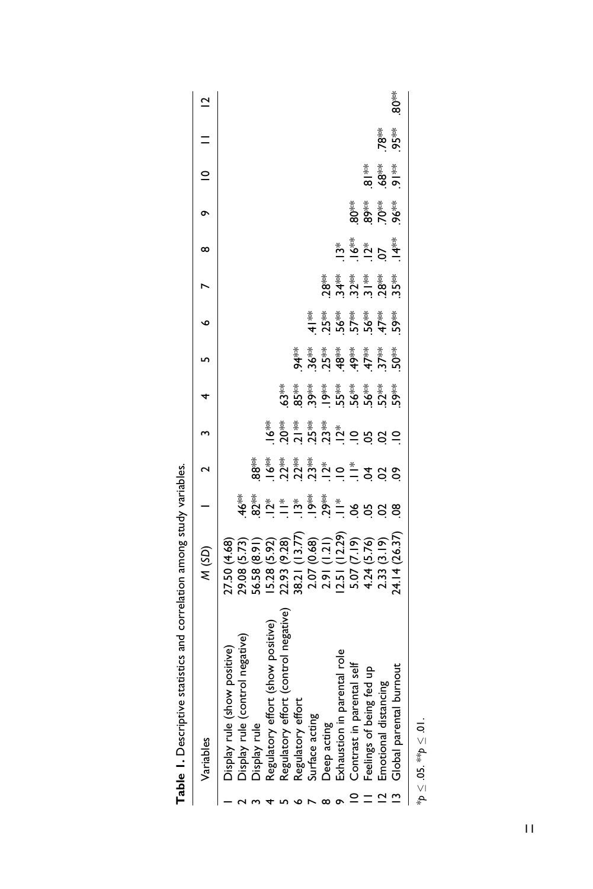**Table 1.** Descriptive statistics and correlation among study variables.

| | Variables | *M* (*SD*) | 1 | 2 | 3 | 4 | 5 | 6 | 7 | 8 | 9 | 10 | 11 | 12 |
|---|---|---|---|---|---|---|---|---|---|---|---|---|---|---|
| 1 | Display rule (show positive) | 27.50 (4.68) | | | | | | | | | | | | |
| 2 | Display rule (control negative) | 29.08 (5.73) | .46** | | | | | | | | | | | |
| 3 | Display rule | 56.58 (8.91) | .82** | .88** | | | | | | | | | | |
| 4 | Regulatory effort (show positive) | 15.28 (5.92) | .12* | .16** | .16** | | | | | | | | | |
| 5 | Regulatory effort (control negative) | 22.93 (9.28) | .11* | .22** | .20** | .63** | | | | | | | | |
| 6 | Regulatory effort | 38.21 (13.77) | .13* | .22** | .21** | .85** | .94** | | | | | | | |
| 7 | Surface acting | 2.07 (0.68) | .19** | .23** | .25** | .39** | .36** | .41** | | | | | | |
| 8 | Deep acting | 2.91 (1.21) | .29** | .12* | .23** | .19** | .25** | .25** | .28** | | | | | |
| 9 | Exhaustion in parental role | 12.51 (12.29) | .11* | .10 | .12* | .55** | .48** | .56** | .34** | .13* | | | | |
| 10 | Contrast in parental self | 5.07 (7.19) | .06 | .11* | .10 | .56** | .49** | .57** | .32** | .16** | .80** | | | |
| 11 | Feelings of being fed up | 4.24 (5.76) | .05 | .04 | .05 | .56** | .47** | .56** | .31** | .12* | .89** | .81** | | |
| 12 | Emotional distancing | 2.33 (3.19) | .02 | .02 | .02 | .52** | .37** | .47** | .28** | .07 | .70** | .68** | .78** | |
| 13 | Global parental burnout | 24.14 (26.37) | .08 | .09 | .10 | .59** | .50** | .59** | .35** | .14** | .96** | .91** | .95** | .80** |

$^{*}p \leq .05$. $^{**}p \leq .01$.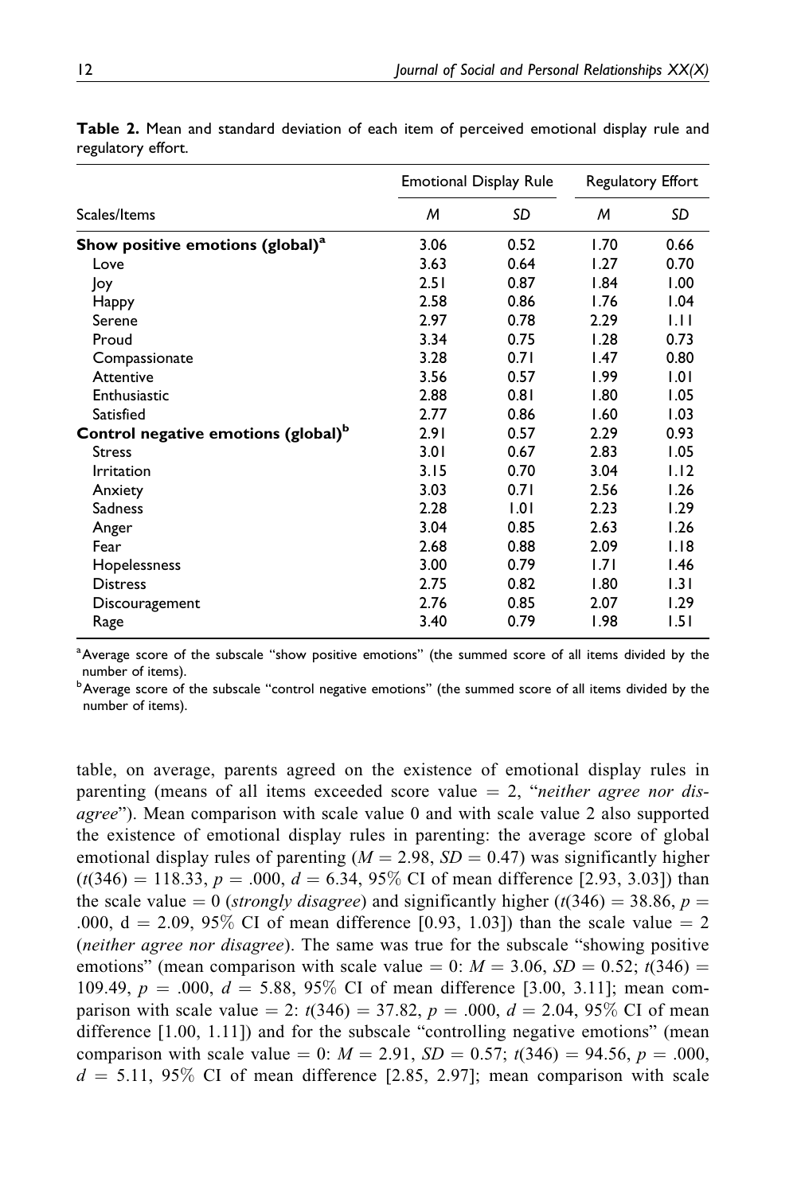**Table 2.** Mean and standard deviation of each item of perceived emotional display rule and regulatory effort.

| Scales/Items | Emotional Display Rule | | Regulatory Effort | |
|---|---|---|---|---|
| | *M* | *SD* | *M* | *SD* |
| **Show positive emotions (global)**[a] | 3.06 | 0.52 | 1.70 | 0.66 |
| Love | 3.63 | 0.64 | 1.27 | 0.70 |
| Joy | 2.51 | 0.87 | 1.84 | 1.00 |
| Happy | 2.58 | 0.86 | 1.76 | 1.04 |
| Serene | 2.97 | 0.78 | 2.29 | 1.11 |
| Proud | 3.34 | 0.75 | 1.28 | 0.73 |
| Compassionate | 3.28 | 0.71 | 1.47 | 0.80 |
| Attentive | 3.56 | 0.57 | 1.99 | 1.01 |
| Enthusiastic | 2.88 | 0.81 | 1.80 | 1.05 |
| Satisfied | 2.77 | 0.86 | 1.60 | 1.03 |
| **Control negative emotions (global)**[b] | 2.91 | 0.57 | 2.29 | 0.93 |
| Stress | 3.01 | 0.67 | 2.83 | 1.05 |
| Irritation | 3.15 | 0.70 | 3.04 | 1.12 |
| Anxiety | 3.03 | 0.71 | 2.56 | 1.26 |
| Sadness | 2.28 | 1.01 | 2.23 | 1.29 |
| Anger | 3.04 | 0.85 | 2.63 | 1.26 |
| Fear | 2.68 | 0.88 | 2.09 | 1.18 |
| Hopelessness | 3.00 | 0.79 | 1.71 | 1.46 |
| Distress | 2.75 | 0.82 | 1.80 | 1.31 |
| Discouragement | 2.76 | 0.85 | 2.07 | 1.29 |
| Rage | 3.40 | 0.79 | 1.98 | 1.51 |

[a]Average score of the subscale "show positive emotions" (the summed score of all items divided by the number of items).
[b]Average score of the subscale "control negative emotions" (the summed score of all items divided by the number of items).

table, on average, parents agreed on the existence of emotional display rules in parenting (means of all items exceeded score value = 2, "*neither agree nor disagree*"). Mean comparison with scale value 0 and with scale value 2 also supported the existence of emotional display rules in parenting: the average score of global emotional display rules of parenting ($M = 2.98$, $SD = 0.47$) was significantly higher ($t(346) = 118.33$, $p = .000$, $d = 6.34$, 95% CI of mean difference [2.93, 3.03]) than the scale value = 0 (*strongly disagree*) and significantly higher ($t(346) = 38.86$, $p = .000$, d = 2.09, 95% CI of mean difference [0.93, 1.03]) than the scale value = 2 (*neither agree nor disagree*). The same was true for the subscale "showing positive emotions" (mean comparison with scale value = 0: $M = 3.06$, $SD = 0.52$; $t(346) = 109.49$, $p = .000$, $d = 5.88$, 95% CI of mean difference [3.00, 3.11]; mean comparison with scale value = 2: $t(346) = 37.82$, $p = .000$, $d = 2.04$, 95% CI of mean difference [1.00, 1.11]) and for the subscale "controlling negative emotions" (mean comparison with scale value = 0: $M = 2.91$, $SD = 0.57$; $t(346) = 94.56$, $p = .000$, $d = 5.11$, 95% CI of mean difference [2.85, 2.97]; mean comparison with scale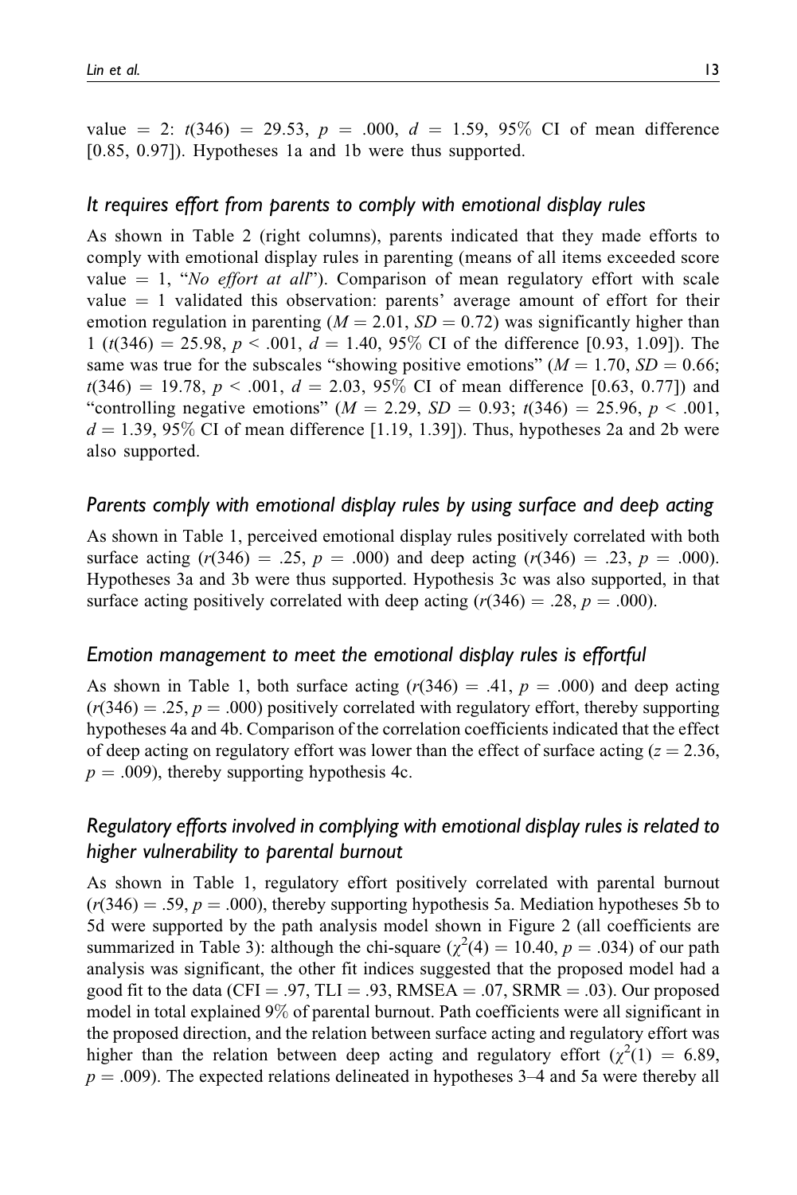value = 2: $t(346) = 29.53$, $p = .000$, $d = 1.59$, 95% CI of mean difference [0.85, 0.97]). Hypotheses 1a and 1b were thus supported.

## *It requires effort from parents to comply with emotional display rules*

As shown in Table 2 (right columns), parents indicated that they made efforts to comply with emotional display rules in parenting (means of all items exceeded score value = 1, "*No effort at all*"). Comparison of mean regulatory effort with scale value = 1 validated this observation: parents' average amount of effort for their emotion regulation in parenting ($M = 2.01$, $SD = 0.72$) was significantly higher than 1 ($t(346) = 25.98$, $p < .001$, $d = 1.40$, 95% CI of the difference [0.93, 1.09]). The same was true for the subscales "showing positive emotions" ($M = 1.70$, $SD = 0.66$; $t(346) = 19.78$, $p < .001$, $d = 2.03$, 95% CI of mean difference [0.63, 0.77]) and "controlling negative emotions" ($M = 2.29$, $SD = 0.93$; $t(346) = 25.96$, $p < .001$, $d = 1.39$, 95% CI of mean difference [1.19, 1.39]). Thus, hypotheses 2a and 2b were also supported.

## *Parents comply with emotional display rules by using surface and deep acting*

As shown in Table 1, perceived emotional display rules positively correlated with both surface acting ($r(346) = .25$, $p = .000$) and deep acting ($r(346) = .23$, $p = .000$). Hypotheses 3a and 3b were thus supported. Hypothesis 3c was also supported, in that surface acting positively correlated with deep acting ($r(346) = .28$, $p = .000$).

## *Emotion management to meet the emotional display rules is effortful*

As shown in Table 1, both surface acting ($r(346) = .41$, $p = .000$) and deep acting ($r(346) = .25$, $p = .000$) positively correlated with regulatory effort, thereby supporting hypotheses 4a and 4b. Comparison of the correlation coefficients indicated that the effect of deep acting on regulatory effort was lower than the effect of surface acting ($z = 2.36$, $p = .009$), thereby supporting hypothesis 4c.

## *Regulatory efforts involved in complying with emotional display rules is related to higher vulnerability to parental burnout*

As shown in Table 1, regulatory effort positively correlated with parental burnout ($r(346) = .59$, $p = .000$), thereby supporting hypothesis 5a. Mediation hypotheses 5b to 5d were supported by the path analysis model shown in Figure 2 (all coefficients are summarized in Table 3): although the chi-square ($\chi^2(4) = 10.40$, $p = .034$) of our path analysis was significant, the other fit indices suggested that the proposed model had a good fit to the data (CFI = .97, TLI = .93, RMSEA = .07, SRMR = .03). Our proposed model in total explained 9% of parental burnout. Path coefficients were all significant in the proposed direction, and the relation between surface acting and regulatory effort was higher than the relation between deep acting and regulatory effort ($\chi^2(1) = 6.89$, $p = .009$). The expected relations delineated in hypotheses 3–4 and 5a were thereby all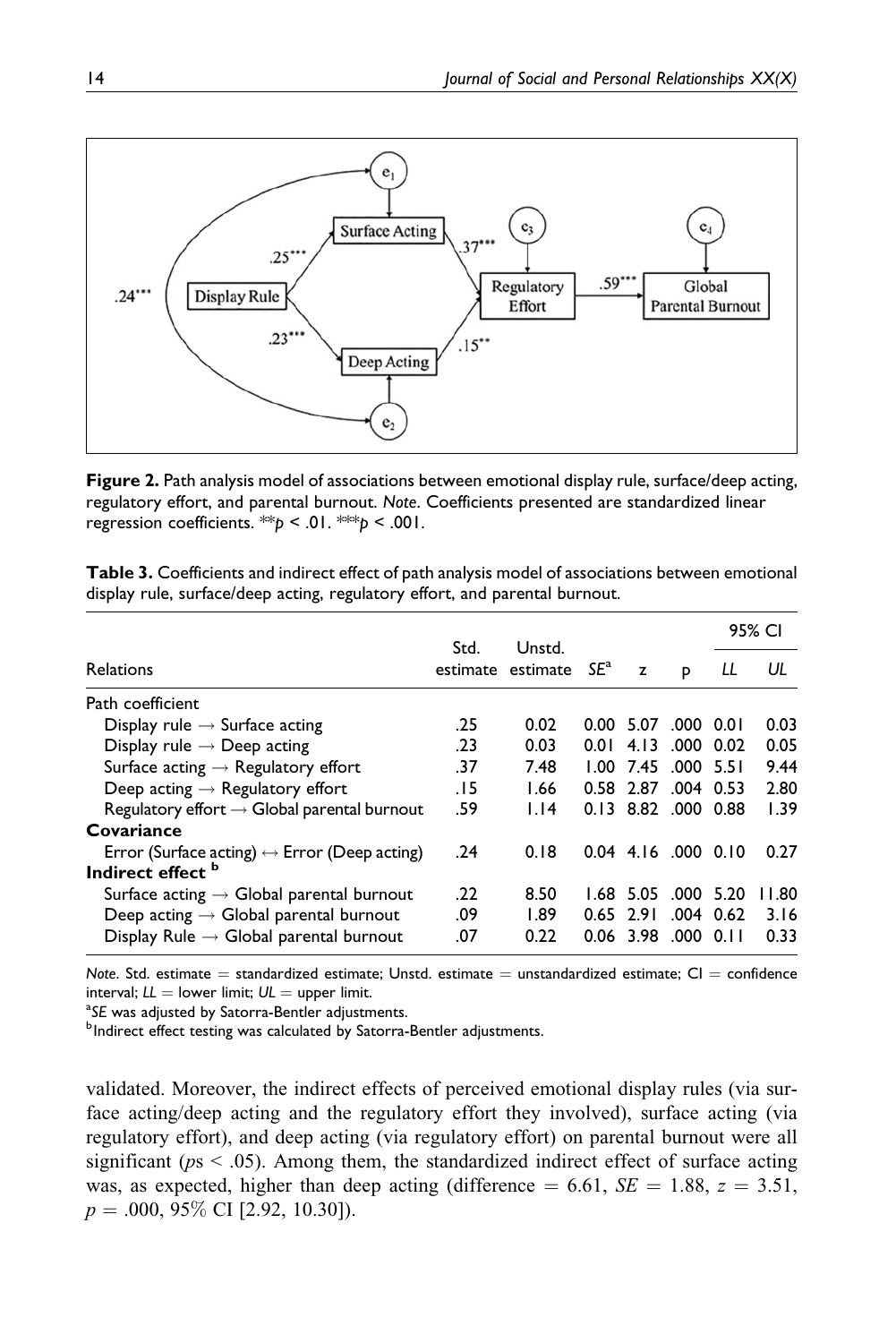**Figure 2.** Path analysis model of associations between emotional display rule, surface/deep acting, regulatory effort, and parental burnout. *Note*. Coefficients presented are standardized linear regression coefficients. $^{**}p < .01$. $^{***}p < .001$.

**Table 3.** Coefficients and indirect effect of path analysis model of associations between emotional display rule, surface/deep acting, regulatory effort, and parental burnout.

| Relations | Std. estimate | Unstd. estimate | $SE$[a] | z | p | 95% CI | |
|---|---|---|---|---|---|---|---|
| | | | | | | *LL* | *UL* |
| Path coefficient | | | | | | | |
| Display rule → Surface acting | .25 | 0.02 | 0.00 | 5.07 | .000 | 0.01 | 0.03 |
| Display rule → Deep acting | .23 | 0.03 | 0.01 | 4.13 | .000 | 0.02 | 0.05 |
| Surface acting → Regulatory effort | .37 | 7.48 | 1.00 | 7.45 | .000 | 5.51 | 9.44 |
| Deep acting → Regulatory effort | .15 | 1.66 | 0.58 | 2.87 | .004 | 0.53 | 2.80 |
| Regulatory effort → Global parental burnout | .59 | 1.14 | 0.13 | 8.82 | .000 | 0.88 | 1.39 |
| **Covariance** | | | | | | | |
| Error (Surface acting) ↔ Error (Deep acting) | .24 | 0.18 | 0.04 | 4.16 | .000 | 0.10 | 0.27 |
| **Indirect effect** [b] | | | | | | | |
| Surface acting → Global parental burnout | .22 | 8.50 | 1.68 | 5.05 | .000 | 5.20 | 11.80 |
| Deep acting → Global parental burnout | .09 | 1.89 | 0.65 | 2.91 | .004 | 0.62 | 3.16 |
| Display Rule → Global parental burnout | .07 | 0.22 | 0.06 | 3.98 | .000 | 0.11 | 0.33 |

*Note*. Std. estimate = standardized estimate; Unstd. estimate = unstandardized estimate; CI = confidence interval; *LL* = lower limit; *UL* = upper limit.

[a] *SE* was adjusted by Satorra-Bentler adjustments.

[b] Indirect effect testing was calculated by Satorra-Bentler adjustments.

validated. Moreover, the indirect effects of perceived emotional display rules (via surface acting/deep acting and the regulatory effort they involved), surface acting (via regulatory effort), and deep acting (via regulatory effort) on parental burnout were all significant ($ps < .05$). Among them, the standardized indirect effect of surface acting was, as expected, higher than deep acting (difference = 6.61, $SE$ = 1.88, $z$ = 3.51, $p$ = .000, 95% CI [2.92, 10.30]).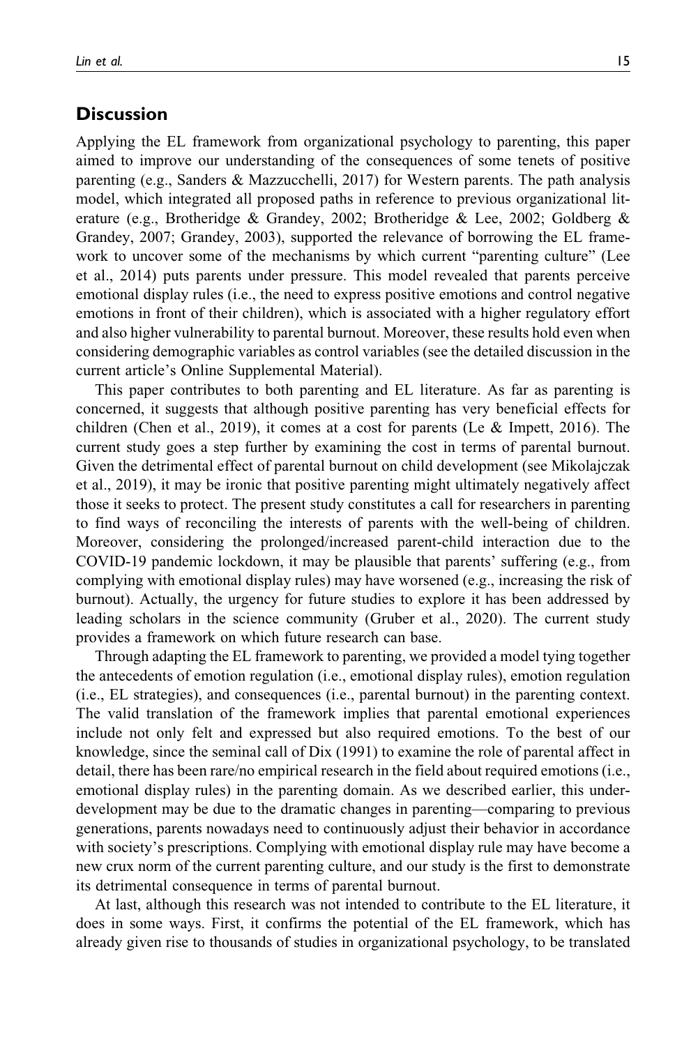## Discussion

Applying the EL framework from organizational psychology to parenting, this paper aimed to improve our understanding of the consequences of some tenets of positive parenting (e.g., Sanders & Mazzucchelli, 2017) for Western parents. The path analysis model, which integrated all proposed paths in reference to previous organizational literature (e.g., Brotheridge & Grandey, 2002; Brotheridge & Lee, 2002; Goldberg & Grandey, 2007; Grandey, 2003), supported the relevance of borrowing the EL framework to uncover some of the mechanisms by which current "parenting culture" (Lee et al., 2014) puts parents under pressure. This model revealed that parents perceive emotional display rules (i.e., the need to express positive emotions and control negative emotions in front of their children), which is associated with a higher regulatory effort and also higher vulnerability to parental burnout. Moreover, these results hold even when considering demographic variables as control variables (see the detailed discussion in the current article's Online Supplemental Material).

This paper contributes to both parenting and EL literature. As far as parenting is concerned, it suggests that although positive parenting has very beneficial effects for children (Chen et al., 2019), it comes at a cost for parents (Le & Impett, 2016). The current study goes a step further by examining the cost in terms of parental burnout. Given the detrimental effect of parental burnout on child development (see Mikolajczak et al., 2019), it may be ironic that positive parenting might ultimately negatively affect those it seeks to protect. The present study constitutes a call for researchers in parenting to find ways of reconciling the interests of parents with the well-being of children. Moreover, considering the prolonged/increased parent-child interaction due to the COVID-19 pandemic lockdown, it may be plausible that parents' suffering (e.g., from complying with emotional display rules) may have worsened (e.g., increasing the risk of burnout). Actually, the urgency for future studies to explore it has been addressed by leading scholars in the science community (Gruber et al., 2020). The current study provides a framework on which future research can base.

Through adapting the EL framework to parenting, we provided a model tying together the antecedents of emotion regulation (i.e., emotional display rules), emotion regulation (i.e., EL strategies), and consequences (i.e., parental burnout) in the parenting context. The valid translation of the framework implies that parental emotional experiences include not only felt and expressed but also required emotions. To the best of our knowledge, since the seminal call of Dix (1991) to examine the role of parental affect in detail, there has been rare/no empirical research in the field about required emotions (i.e., emotional display rules) in the parenting domain. As we described earlier, this under-development may be due to the dramatic changes in parenting—comparing to previous generations, parents nowadays need to continuously adjust their behavior in accordance with society's prescriptions. Complying with emotional display rule may have become a new crux norm of the current parenting culture, and our study is the first to demonstrate its detrimental consequence in terms of parental burnout.

At last, although this research was not intended to contribute to the EL literature, it does in some ways. First, it confirms the potential of the EL framework, which has already given rise to thousands of studies in organizational psychology, to be translated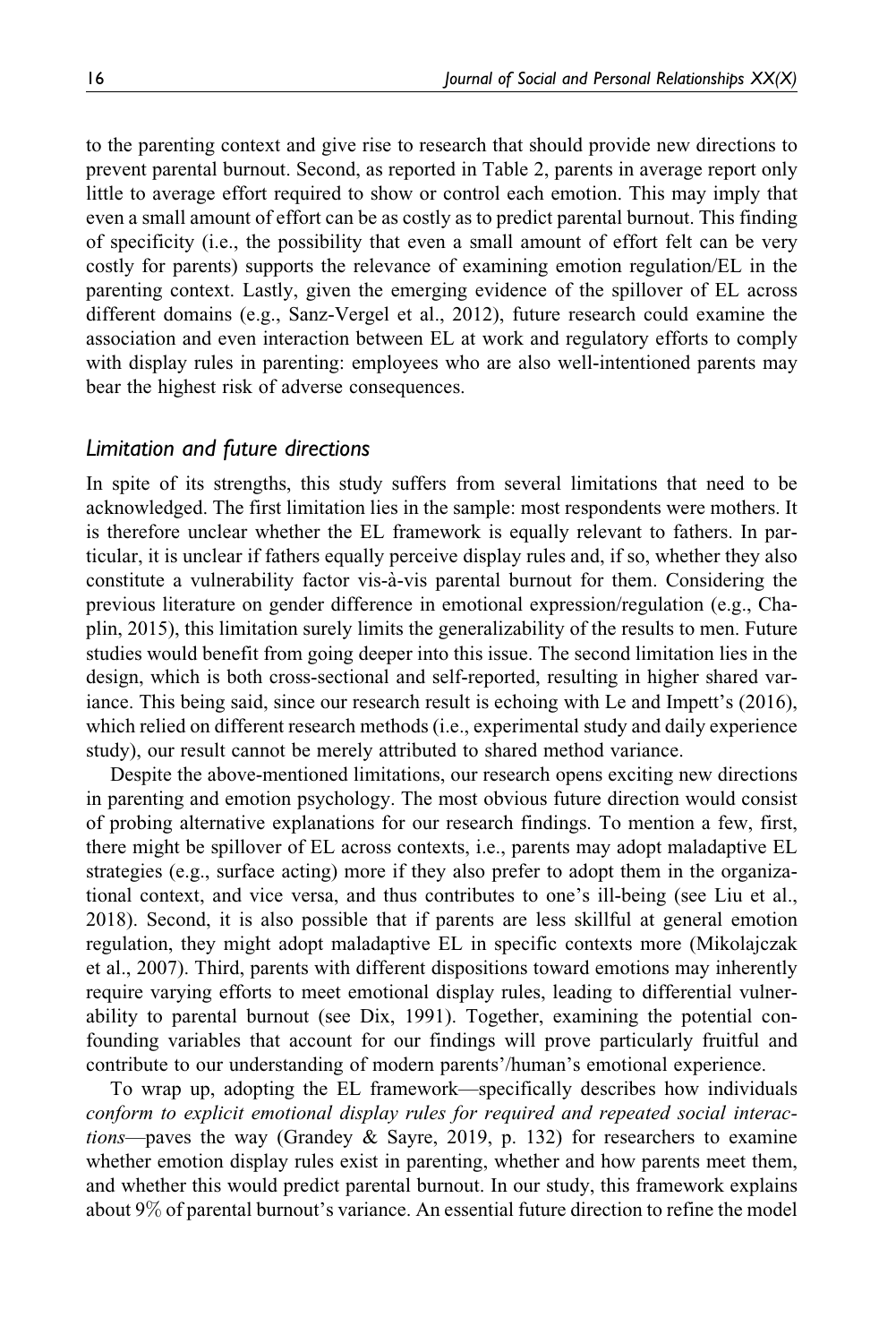to the parenting context and give rise to research that should provide new directions to prevent parental burnout. Second, as reported in Table 2, parents in average report only little to average effort required to show or control each emotion. This may imply that even a small amount of effort can be as costly as to predict parental burnout. This finding of specificity (i.e., the possibility that even a small amount of effort felt can be very costly for parents) supports the relevance of examining emotion regulation/EL in the parenting context. Lastly, given the emerging evidence of the spillover of EL across different domains (e.g., Sanz-Vergel et al., 2012), future research could examine the association and even interaction between EL at work and regulatory efforts to comply with display rules in parenting: employees who are also well-intentioned parents may bear the highest risk of adverse consequences.

### *Limitation and future directions*

In spite of its strengths, this study suffers from several limitations that need to be acknowledged. The first limitation lies in the sample: most respondents were mothers. It is therefore unclear whether the EL framework is equally relevant to fathers. In particular, it is unclear if fathers equally perceive display rules and, if so, whether they also constitute a vulnerability factor vis-à-vis parental burnout for them. Considering the previous literature on gender difference in emotional expression/regulation (e.g., Chaplin, 2015), this limitation surely limits the generalizability of the results to men. Future studies would benefit from going deeper into this issue. The second limitation lies in the design, which is both cross-sectional and self-reported, resulting in higher shared variance. This being said, since our research result is echoing with Le and Impett's (2016), which relied on different research methods (i.e., experimental study and daily experience study), our result cannot be merely attributed to shared method variance.

Despite the above-mentioned limitations, our research opens exciting new directions in parenting and emotion psychology. The most obvious future direction would consist of probing alternative explanations for our research findings. To mention a few, first, there might be spillover of EL across contexts, i.e., parents may adopt maladaptive EL strategies (e.g., surface acting) more if they also prefer to adopt them in the organizational context, and vice versa, and thus contributes to one's ill-being (see Liu et al., 2018). Second, it is also possible that if parents are less skillful at general emotion regulation, they might adopt maladaptive EL in specific contexts more (Mikolajczak et al., 2007). Third, parents with different dispositions toward emotions may inherently require varying efforts to meet emotional display rules, leading to differential vulnerability to parental burnout (see Dix, 1991). Together, examining the potential confounding variables that account for our findings will prove particularly fruitful and contribute to our understanding of modern parents'/human's emotional experience.

To wrap up, adopting the EL framework—specifically describes how individuals *conform to explicit emotional display rules for required and repeated social interactions*—paves the way (Grandey & Sayre, 2019, p. 132) for researchers to examine whether emotion display rules exist in parenting, whether and how parents meet them, and whether this would predict parental burnout. In our study, this framework explains about 9% of parental burnout's variance. An essential future direction to refine the model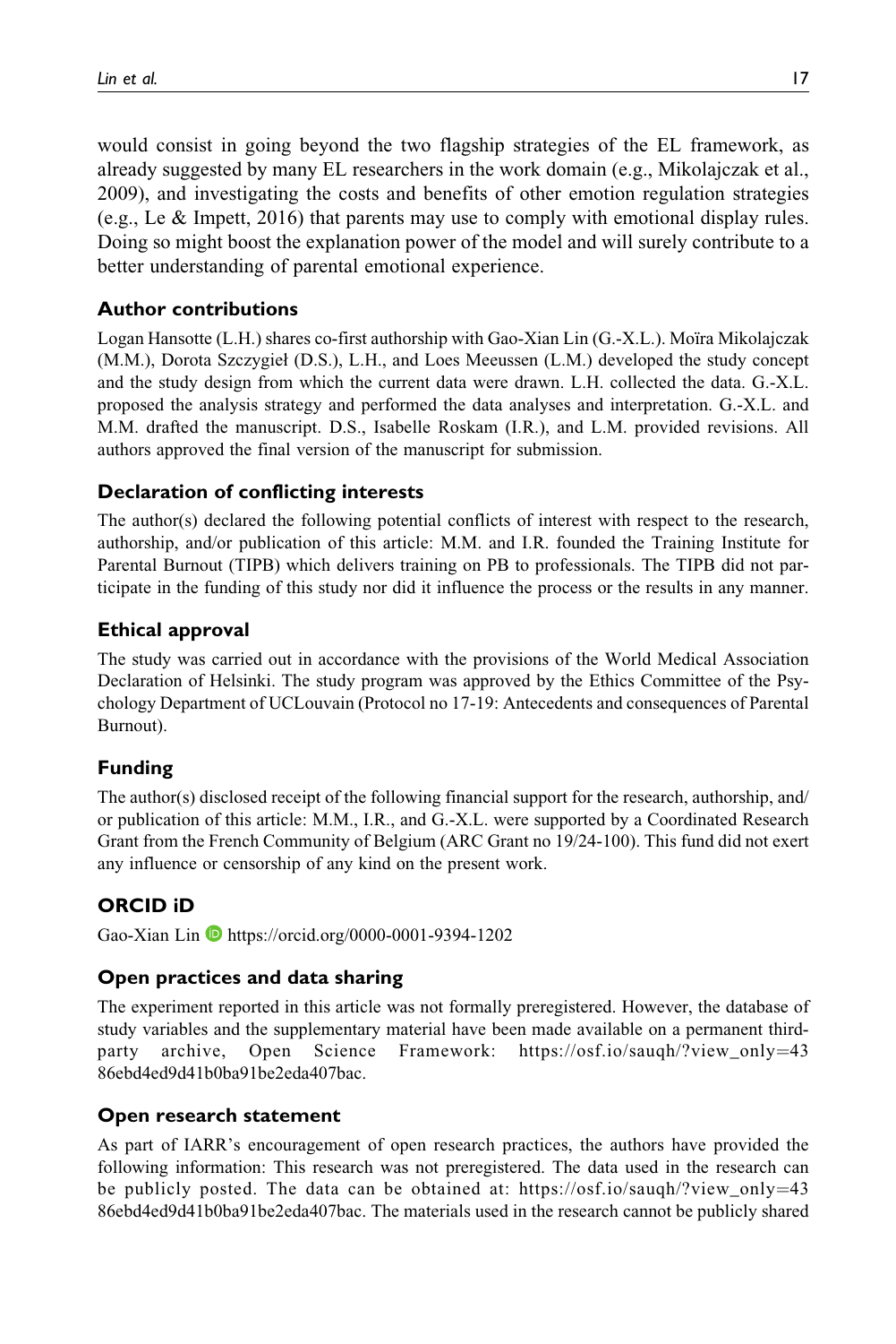would consist in going beyond the two flagship strategies of the EL framework, as already suggested by many EL researchers in the work domain (e.g., Mikolajczak et al., 2009), and investigating the costs and benefits of other emotion regulation strategies (e.g., Le & Impett, 2016) that parents may use to comply with emotional display rules. Doing so might boost the explanation power of the model and will surely contribute to a better understanding of parental emotional experience.

### Author contributions

Logan Hansotte (L.H.) shares co-first authorship with Gao-Xian Lin (G.-X.L.). Moïra Mikolajczak (M.M.), Dorota Szczygieł (D.S.), L.H., and Loes Meeussen (L.M.) developed the study concept and the study design from which the current data were drawn. L.H. collected the data. G.-X.L. proposed the analysis strategy and performed the data analyses and interpretation. G.-X.L. and M.M. drafted the manuscript. D.S., Isabelle Roskam (I.R.), and L.M. provided revisions. All authors approved the final version of the manuscript for submission.

### Declaration of conflicting interests

The author(s) declared the following potential conflicts of interest with respect to the research, authorship, and/or publication of this article: M.M. and I.R. founded the Training Institute for Parental Burnout (TIPB) which delivers training on PB to professionals. The TIPB did not participate in the funding of this study nor did it influence the process or the results in any manner.

### Ethical approval

The study was carried out in accordance with the provisions of the World Medical Association Declaration of Helsinki. The study program was approved by the Ethics Committee of the Psychology Department of UCLouvain (Protocol no 17-19: Antecedents and consequences of Parental Burnout).

### Funding

The author(s) disclosed receipt of the following financial support for the research, authorship, and/or publication of this article: M.M., I.R., and G.-X.L. were supported by a Coordinated Research Grant from the French Community of Belgium (ARC Grant no 19/24-100). This fund did not exert any influence or censorship of any kind on the present work.

### ORCID iD

Gao-Xian Lin https://orcid.org/0000-0001-9394-1202

### Open practices and data sharing

The experiment reported in this article was not formally preregistered. However, the database of study variables and the supplementary material have been made available on a permanent third-party archive, Open Science Framework: https://osf.io/sauqh/?view_only=4386ebd4ed9d41b0ba91be2eda407bac.

### Open research statement

As part of IARR's encouragement of open research practices, the authors have provided the following information: This research was not preregistered. The data used in the research can be publicly posted. The data can be obtained at: https://osf.io/sauqh/?view_only=4386ebd4ed9d41b0ba91be2eda407bac. The materials used in the research cannot be publicly shared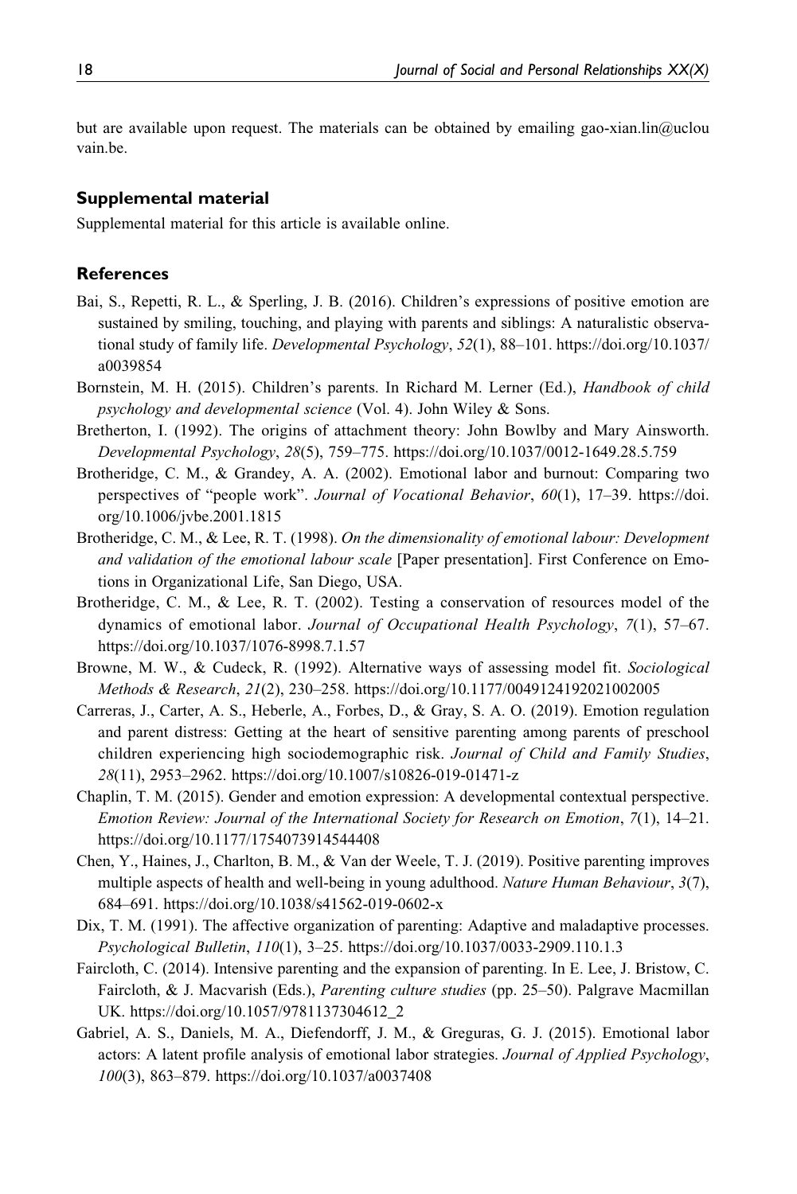but are available upon request. The materials can be obtained by emailing gao-xian.lin@uclouvain.be.

## Supplemental material

Supplemental material for this article is available online.

## References

Bai, S., Repetti, R. L., & Sperling, J. B. (2016). Children's expressions of positive emotion are sustained by smiling, touching, and playing with parents and siblings: A naturalistic observational study of family life. *Developmental Psychology*, *52*(1), 88–101. https://doi.org/10.1037/a0039854

Bornstein, M. H. (2015). Children's parents. In Richard M. Lerner (Ed.), *Handbook of child psychology and developmental science* (Vol. 4). John Wiley & Sons.

Bretherton, I. (1992). The origins of attachment theory: John Bowlby and Mary Ainsworth. *Developmental Psychology*, *28*(5), 759–775. https://doi.org/10.1037/0012-1649.28.5.759

Brotheridge, C. M., & Grandey, A. A. (2002). Emotional labor and burnout: Comparing two perspectives of "people work". *Journal of Vocational Behavior*, *60*(1), 17–39. https://doi.org/10.1006/jvbe.2001.1815

Brotheridge, C. M., & Lee, R. T. (1998). *On the dimensionality of emotional labour: Development and validation of the emotional labour scale* [Paper presentation]. First Conference on Emotions in Organizational Life, San Diego, USA.

Brotheridge, C. M., & Lee, R. T. (2002). Testing a conservation of resources model of the dynamics of emotional labor. *Journal of Occupational Health Psychology*, *7*(1), 57–67. https://doi.org/10.1037/1076-8998.7.1.57

Browne, M. W., & Cudeck, R. (1992). Alternative ways of assessing model fit. *Sociological Methods & Research*, *21*(2), 230–258. https://doi.org/10.1177/0049124192021002005

Carreras, J., Carter, A. S., Heberle, A., Forbes, D., & Gray, S. A. O. (2019). Emotion regulation and parent distress: Getting at the heart of sensitive parenting among parents of preschool children experiencing high sociodemographic risk. *Journal of Child and Family Studies*, *28*(11), 2953–2962. https://doi.org/10.1007/s10826-019-01471-z

Chaplin, T. M. (2015). Gender and emotion expression: A developmental contextual perspective. *Emotion Review: Journal of the International Society for Research on Emotion*, *7*(1), 14–21. https://doi.org/10.1177/1754073914544408

Chen, Y., Haines, J., Charlton, B. M., & Van der Weele, T. J. (2019). Positive parenting improves multiple aspects of health and well-being in young adulthood. *Nature Human Behaviour*, *3*(7), 684–691. https://doi.org/10.1038/s41562-019-0602-x

Dix, T. M. (1991). The affective organization of parenting: Adaptive and maladaptive processes. *Psychological Bulletin*, *110*(1), 3–25. https://doi.org/10.1037/0033-2909.110.1.3

Faircloth, C. (2014). Intensive parenting and the expansion of parenting. In E. Lee, J. Bristow, C. Faircloth, & J. Macvarish (Eds.), *Parenting culture studies* (pp. 25–50). Palgrave Macmillan UK. https://doi.org/10.1057/9781137304612_2

Gabriel, A. S., Daniels, M. A., Diefendorff, J. M., & Greguras, G. J. (2015). Emotional labor actors: A latent profile analysis of emotional labor strategies. *Journal of Applied Psychology*, *100*(3), 863–879. https://doi.org/10.1037/a0037408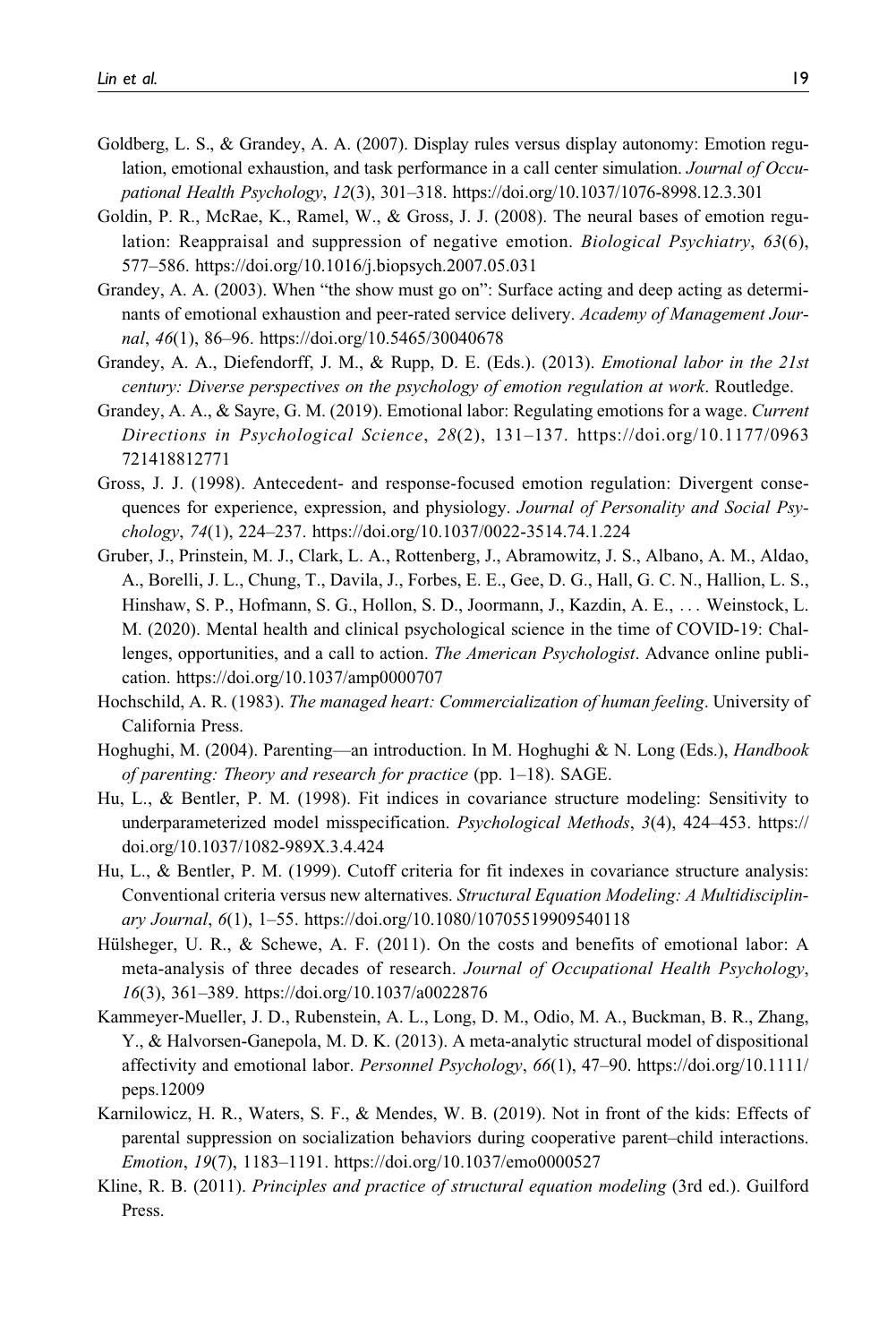Goldberg, L. S., & Grandey, A. A. (2007). Display rules versus display autonomy: Emotion regulation, emotional exhaustion, and task performance in a call center simulation. *Journal of Occupational Health Psychology*, *12*(3), 301–318. https://doi.org/10.1037/1076-8998.12.3.301

Goldin, P. R., McRae, K., Ramel, W., & Gross, J. J. (2008). The neural bases of emotion regulation: Reappraisal and suppression of negative emotion. *Biological Psychiatry*, *63*(6), 577–586. https://doi.org/10.1016/j.biopsych.2007.05.031

Grandey, A. A. (2003). When "the show must go on": Surface acting and deep acting as determinants of emotional exhaustion and peer-rated service delivery. *Academy of Management Journal*, *46*(1), 86–96. https://doi.org/10.5465/30040678

Grandey, A. A., Diefendorff, J. M., & Rupp, D. E. (Eds.). (2013). *Emotional labor in the 21st century: Diverse perspectives on the psychology of emotion regulation at work*. Routledge.

Grandey, A. A., & Sayre, G. M. (2019). Emotional labor: Regulating emotions for a wage. *Current Directions in Psychological Science*, *28*(2), 131–137. https://doi.org/10.1177/0963721418812771

Gross, J. J. (1998). Antecedent- and response-focused emotion regulation: Divergent consequences for experience, expression, and physiology. *Journal of Personality and Social Psychology*, *74*(1), 224–237. https://doi.org/10.1037/0022-3514.74.1.224

Gruber, J., Prinstein, M. J., Clark, L. A., Rottenberg, J., Abramowitz, J. S., Albano, A. M., Aldao, A., Borelli, J. L., Chung, T., Davila, J., Forbes, E. E., Gee, D. G., Hall, G. C. N., Hallion, L. S., Hinshaw, S. P., Hofmann, S. G., Hollon, S. D., Joormann, J., Kazdin, A. E., . . . Weinstock, L. M. (2020). Mental health and clinical psychological science in the time of COVID-19: Challenges, opportunities, and a call to action. *The American Psychologist*. Advance online publication. https://doi.org/10.1037/amp0000707

Hochschild, A. R. (1983). *The managed heart: Commercialization of human feeling*. University of California Press.

Hoghughi, M. (2004). Parenting—an introduction. In M. Hoghughi & N. Long (Eds.), *Handbook of parenting: Theory and research for practice* (pp. 1–18). SAGE.

Hu, L., & Bentler, P. M. (1998). Fit indices in covariance structure modeling: Sensitivity to underparameterized model misspecification. *Psychological Methods*, *3*(4), 424–453. https://doi.org/10.1037/1082-989X.3.4.424

Hu, L., & Bentler, P. M. (1999). Cutoff criteria for fit indexes in covariance structure analysis: Conventional criteria versus new alternatives. *Structural Equation Modeling: A Multidisciplinary Journal*, *6*(1), 1–55. https://doi.org/10.1080/10705519909540118

Hülsheger, U. R., & Schewe, A. F. (2011). On the costs and benefits of emotional labor: A meta-analysis of three decades of research. *Journal of Occupational Health Psychology*, *16*(3), 361–389. https://doi.org/10.1037/a0022876

Kammeyer-Mueller, J. D., Rubenstein, A. L., Long, D. M., Odio, M. A., Buckman, B. R., Zhang, Y., & Halvorsen-Ganepola, M. D. K. (2013). A meta-analytic structural model of dispositional affectivity and emotional labor. *Personnel Psychology*, *66*(1), 47–90. https://doi.org/10.1111/peps.12009

Karnilowicz, H. R., Waters, S. F., & Mendes, W. B. (2019). Not in front of the kids: Effects of parental suppression on socialization behaviors during cooperative parent–child interactions. *Emotion*, *19*(7), 1183–1191. https://doi.org/10.1037/emo0000527

Kline, R. B. (2011). *Principles and practice of structural equation modeling* (3rd ed.). Guilford Press.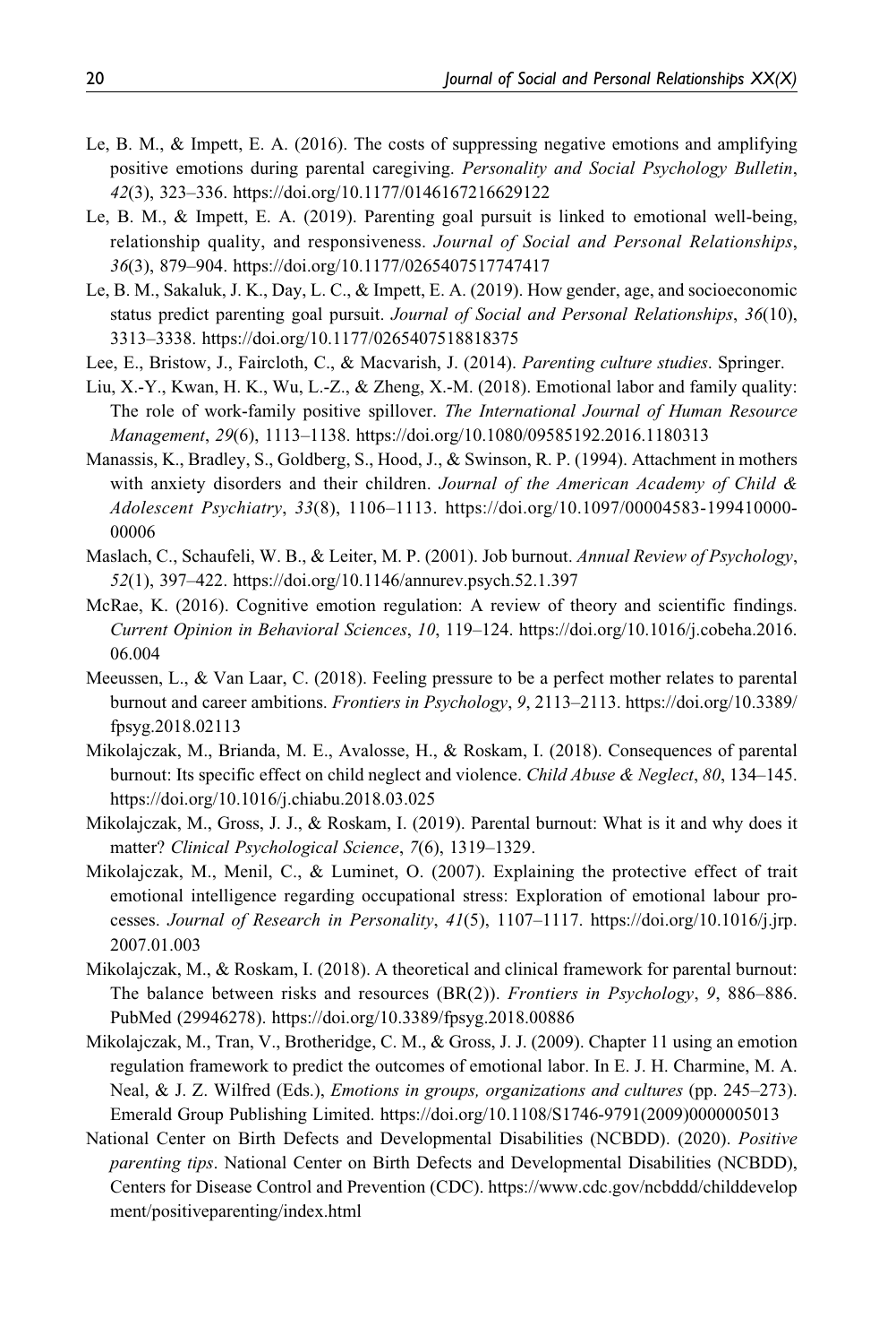Le, B. M., & Impett, E. A. (2016). The costs of suppressing negative emotions and amplifying positive emotions during parental caregiving. *Personality and Social Psychology Bulletin*, *42*(3), 323–336. https://doi.org/10.1177/0146167216629122

Le, B. M., & Impett, E. A. (2019). Parenting goal pursuit is linked to emotional well-being, relationship quality, and responsiveness. *Journal of Social and Personal Relationships*, *36*(3), 879–904. https://doi.org/10.1177/0265407517747417

Le, B. M., Sakaluk, J. K., Day, L. C., & Impett, E. A. (2019). How gender, age, and socioeconomic status predict parenting goal pursuit. *Journal of Social and Personal Relationships*, *36*(10), 3313–3338. https://doi.org/10.1177/0265407518818375

Lee, E., Bristow, J., Faircloth, C., & Macvarish, J. (2014). *Parenting culture studies*. Springer.

Liu, X.-Y., Kwan, H. K., Wu, L.-Z., & Zheng, X.-M. (2018). Emotional labor and family quality: The role of work-family positive spillover. *The International Journal of Human Resource Management*, *29*(6), 1113–1138. https://doi.org/10.1080/09585192.2016.1180313

Manassis, K., Bradley, S., Goldberg, S., Hood, J., & Swinson, R. P. (1994). Attachment in mothers with anxiety disorders and their children. *Journal of the American Academy of Child & Adolescent Psychiatry*, *33*(8), 1106–1113. https://doi.org/10.1097/00004583-199410000-00006

Maslach, C., Schaufeli, W. B., & Leiter, M. P. (2001). Job burnout. *Annual Review of Psychology*, *52*(1), 397–422. https://doi.org/10.1146/annurev.psych.52.1.397

McRae, K. (2016). Cognitive emotion regulation: A review of theory and scientific findings. *Current Opinion in Behavioral Sciences*, *10*, 119–124. https://doi.org/10.1016/j.cobeha.2016.06.004

Meeussen, L., & Van Laar, C. (2018). Feeling pressure to be a perfect mother relates to parental burnout and career ambitions. *Frontiers in Psychology*, *9*, 2113–2113. https://doi.org/10.3389/fpsyg.2018.02113

Mikolajczak, M., Brianda, M. E., Avalosse, H., & Roskam, I. (2018). Consequences of parental burnout: Its specific effect on child neglect and violence. *Child Abuse & Neglect*, *80*, 134–145. https://doi.org/10.1016/j.chiabu.2018.03.025

Mikolajczak, M., Gross, J. J., & Roskam, I. (2019). Parental burnout: What is it and why does it matter? *Clinical Psychological Science*, *7*(6), 1319–1329.

Mikolajczak, M., Menil, C., & Luminet, O. (2007). Explaining the protective effect of trait emotional intelligence regarding occupational stress: Exploration of emotional labour processes. *Journal of Research in Personality*, *41*(5), 1107–1117. https://doi.org/10.1016/j.jrp.2007.01.003

Mikolajczak, M., & Roskam, I. (2018). A theoretical and clinical framework for parental burnout: The balance between risks and resources (BR(2)). *Frontiers in Psychology*, *9*, 886–886. PubMed (29946278). https://doi.org/10.3389/fpsyg.2018.00886

Mikolajczak, M., Tran, V., Brotheridge, C. M., & Gross, J. J. (2009). Chapter 11 using an emotion regulation framework to predict the outcomes of emotional labor. In E. J. H. Charmine, M. A. Neal, & J. Z. Wilfred (Eds.), *Emotions in groups, organizations and cultures* (pp. 245–273). Emerald Group Publishing Limited. https://doi.org/10.1108/S1746-9791(2009)0000005013

National Center on Birth Defects and Developmental Disabilities (NCBDD). (2020). *Positive parenting tips*. National Center on Birth Defects and Developmental Disabilities (NCBDD), Centers for Disease Control and Prevention (CDC). https://www.cdc.gov/ncbddd/childdevelopment/positiveparenting/index.html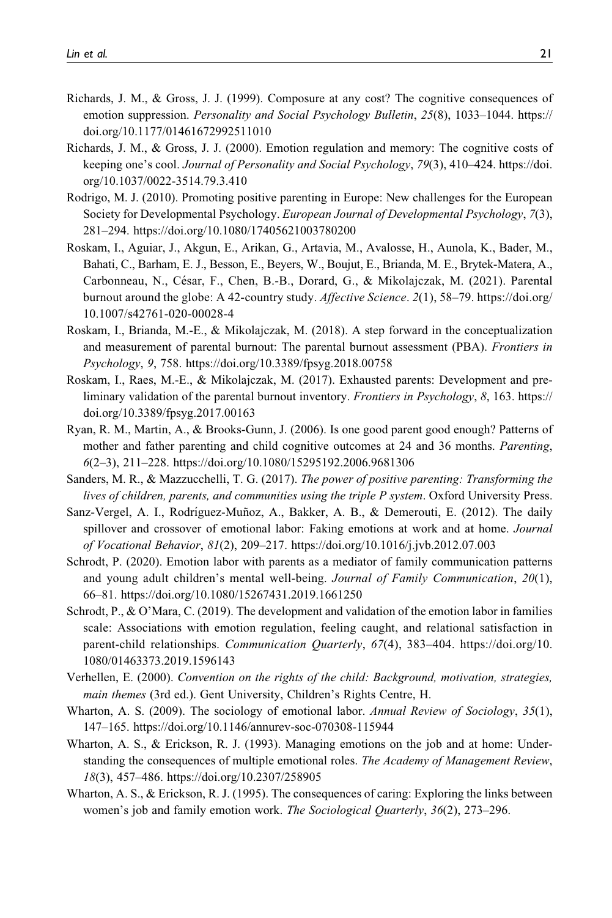Richards, J. M., & Gross, J. J. (1999). Composure at any cost? The cognitive consequences of emotion suppression. *Personality and Social Psychology Bulletin*, *25*(8), 1033–1044. https://doi.org/10.1177/01461672992511010

Richards, J. M., & Gross, J. J. (2000). Emotion regulation and memory: The cognitive costs of keeping one's cool. *Journal of Personality and Social Psychology*, *79*(3), 410–424. https://doi.org/10.1037/0022-3514.79.3.410

Rodrigo, M. J. (2010). Promoting positive parenting in Europe: New challenges for the European Society for Developmental Psychology. *European Journal of Developmental Psychology*, *7*(3), 281–294. https://doi.org/10.1080/17405621003780200

Roskam, I., Aguiar, J., Akgun, E., Arikan, G., Artavia, M., Avalosse, H., Aunola, K., Bader, M., Bahati, C., Barham, E. J., Besson, E., Beyers, W., Boujut, E., Brianda, M. E., Brytek-Matera, A., Carbonneau, N., César, F., Chen, B.-B., Dorard, G., & Mikolajczak, M. (2021). Parental burnout around the globe: A 42-country study. *Affective Science*. *2*(1), 58–79. https://doi.org/10.1007/s42761-020-00028-4

Roskam, I., Brianda, M.-E., & Mikolajczak, M. (2018). A step forward in the conceptualization and measurement of parental burnout: The parental burnout assessment (PBA). *Frontiers in Psychology*, *9*, 758. https://doi.org/10.3389/fpsyg.2018.00758

Roskam, I., Raes, M.-E., & Mikolajczak, M. (2017). Exhausted parents: Development and preliminary validation of the parental burnout inventory. *Frontiers in Psychology*, *8*, 163. https://doi.org/10.3389/fpsyg.2017.00163

Ryan, R. M., Martin, A., & Brooks-Gunn, J. (2006). Is one good parent good enough? Patterns of mother and father parenting and child cognitive outcomes at 24 and 36 months. *Parenting*, *6*(2–3), 211–228. https://doi.org/10.1080/15295192.2006.9681306

Sanders, M. R., & Mazzucchelli, T. G. (2017). *The power of positive parenting: Transforming the lives of children, parents, and communities using the triple P system*. Oxford University Press.

Sanz-Vergel, A. I., Rodríguez-Muñoz, A., Bakker, A. B., & Demerouti, E. (2012). The daily spillover and crossover of emotional labor: Faking emotions at work and at home. *Journal of Vocational Behavior*, *81*(2), 209–217. https://doi.org/10.1016/j.jvb.2012.07.003

Schrodt, P. (2020). Emotion labor with parents as a mediator of family communication patterns and young adult children's mental well-being. *Journal of Family Communication*, *20*(1), 66–81. https://doi.org/10.1080/15267431.2019.1661250

Schrodt, P., & O'Mara, C. (2019). The development and validation of the emotion labor in families scale: Associations with emotion regulation, feeling caught, and relational satisfaction in parent-child relationships. *Communication Quarterly*, *67*(4), 383–404. https://doi.org/10.1080/01463373.2019.1596143

Verhellen, E. (2000). *Convention on the rights of the child: Background, motivation, strategies, main themes* (3rd ed.). Gent University, Children's Rights Centre, H.

Wharton, A. S. (2009). The sociology of emotional labor. *Annual Review of Sociology*, *35*(1), 147–165. https://doi.org/10.1146/annurev-soc-070308-115944

Wharton, A. S., & Erickson, R. J. (1993). Managing emotions on the job and at home: Understanding the consequences of multiple emotional roles. *The Academy of Management Review*, *18*(3), 457–486. https://doi.org/10.2307/258905

Wharton, A. S., & Erickson, R. J. (1995). The consequences of caring: Exploring the links between women's job and family emotion work. *The Sociological Quarterly*, *36*(2), 273–296.